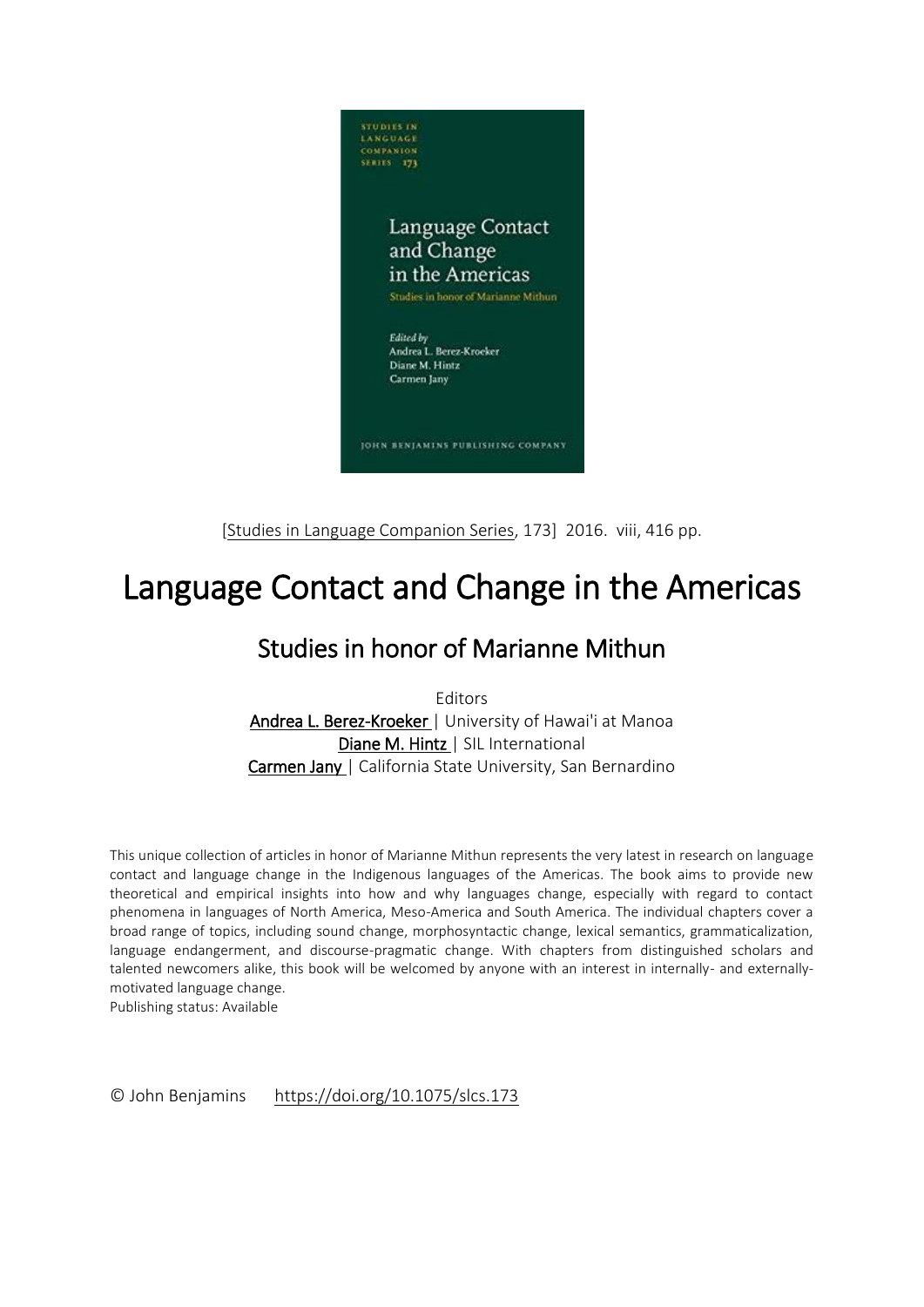[Studies in Language Companion Series, 173] 2016. viii, 416 pp.

# Language Contact and Change in the Americas

## Studies in honor of Marianne Mithun

Editors

**Andrea L. Berez-Kroeker** | University of Hawai'i at Manoa
**Diane M. Hintz** | SIL International
**Carmen Jany** | California State University, San Bernardino

This unique collection of articles in honor of Marianne Mithun represents the very latest in research on language contact and language change in the Indigenous languages of the Americas. The book aims to provide new theoretical and empirical insights into how and why languages change, especially with regard to contact phenomena in languages of North America, Meso-America and South America. The individual chapters cover a broad range of topics, including sound change, morphosyntactic change, lexical semantics, grammaticalization, language endangerment, and discourse-pragmatic change. With chapters from distinguished scholars and talented newcomers alike, this book will be welcomed by anyone with an interest in internally- and externally-motivated language change.
Publishing status: Available

© John Benjamins https://doi.org/10.1075/slcs.173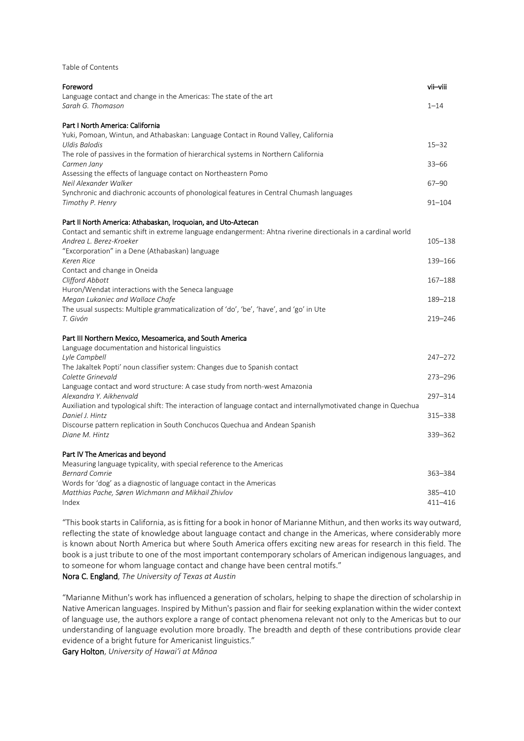Table of Contents

| | |
|---|---|
| **Foreword** | vii–viii |
| Language contact and change in the Americas: The state of the art<br>*Sarah G. Thomason* | 1–14 |
| **Part I North America: California** | |
| Yuki, Pomoan, Wintun, and Athabaskan: Language Contact in Round Valley, California<br>*Uldis Balodis* | 15–32 |
| The role of passives in the formation of hierarchical systems in Northern California<br>*Carmen Jany* | 33–66 |
| Assessing the effects of language contact on Northeastern Pomo<br>*Neil Alexander Walker* | 67–90 |
| Synchronic and diachronic accounts of phonological features in Central Chumash languages<br>*Timothy P. Henry* | 91–104 |
| **Part II North America: Athabaskan, Iroquoian, and Uto-Aztecan** | |
| Contact and semantic shift in extreme language endangerment: Ahtna riverine directionals in a cardinal world<br>*Andrea L. Berez-Kroeker* | 105–138 |
| "Excorporation" in a Dene (Athabaskan) language<br>*Keren Rice* | 139–166 |
| Contact and change in Oneida<br>*Clifford Abbott* | 167–188 |
| Huron/Wendat interactions with the Seneca language<br>*Megan Lukaniec and Wallace Chafe* | 189–218 |
| The usual suspects: Multiple grammaticalization of 'do', 'be', 'have', and 'go' in Ute<br>*T. Givón* | 219–246 |
| **Part III Northern Mexico, Mesoamerica, and South America** | |
| Language documentation and historical linguistics<br>*Lyle Campbell* | 247–272 |
| The Jakaltek Popti' noun classifier system: Changes due to Spanish contact<br>*Colette Grinevald* | 273–296 |
| Language contact and word structure: A case study from north-west Amazonia<br>*Alexandra Y. Aikhenvald* | 297–314 |
| Auxiliation and typological shift: The interaction of language contact and internallymotivated change in Quechua<br>*Daniel J. Hintz* | 315–338 |
| Discourse pattern replication in South Conchucos Quechua and Andean Spanish<br>*Diane M. Hintz* | 339–362 |
| **Part IV The Americas and beyond** | |
| Measuring language typicality, with special reference to the Americas<br>*Bernard Comrie* | 363–384 |
| Words for 'dog' as a diagnostic of language contact in the Americas<br>*Matthias Pache, Søren Wichmann and Mikhail Zhivlov* | 385–410 |
| Index | 411–416 |

"This book starts in California, as is fitting for a book in honor of Marianne Mithun, and then works its way outward, reflecting the state of knowledge about language contact and change in the Americas, where considerably more is known about North America but where South America offers exciting new areas for research in this field. The book is a just tribute to one of the most important contemporary scholars of American indigenous languages, and to someone for whom language contact and change have been central motifs."
**Nora C. England**, *The University of Texas at Austin*

"Marianne Mithun's work has influenced a generation of scholars, helping to shape the direction of scholarship in Native American languages. Inspired by Mithun's passion and flair for seeking explanation within the wider context of language use, the authors explore a range of contact phenomena relevant not only to the Americas but to our understanding of language evolution more broadly. The breadth and depth of these contributions provide clear evidence of a bright future for Americanist linguistics."
**Gary Holton**, *University of Hawai'i at Mānoa*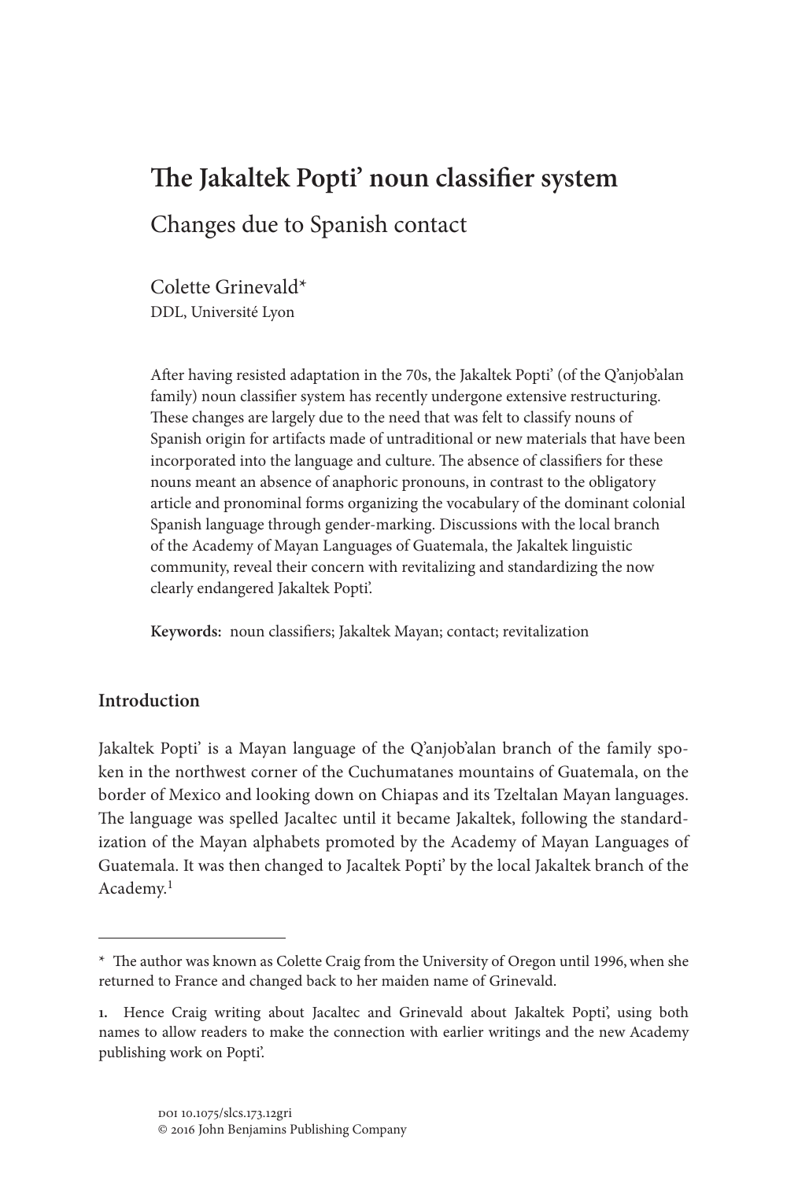# The Jakaltek Popti' noun classifier system

## Changes due to Spanish contact

Colette Grinevald*
DDL, Université Lyon

After having resisted adaptation in the 70s, the Jakaltek Popti' (of the Q'anjob'alan family) noun classifier system has recently undergone extensive restructuring. These changes are largely due to the need that was felt to classify nouns of Spanish origin for artifacts made of untraditional or new materials that have been incorporated into the language and culture. The absence of classifiers for these nouns meant an absence of anaphoric pronouns, in contrast to the obligatory article and pronominal forms organizing the vocabulary of the dominant colonial Spanish language through gender-marking. Discussions with the local branch of the Academy of Mayan Languages of Guatemala, the Jakaltek linguistic community, reveal their concern with revitalizing and standardizing the now clearly endangered Jakaltek Popti'.

**Keywords:** noun classifiers; Jakaltek Mayan; contact; revitalization

### Introduction

Jakaltek Popti' is a Mayan language of the Q'anjob'alan branch of the family spoken in the northwest corner of the Cuchumatanes mountains of Guatemala, on the border of Mexico and looking down on Chiapas and its Tzeltalan Mayan languages. The language was spelled Jacaltec until it became Jakaltek, following the standardization of the Mayan alphabets promoted by the Academy of Mayan Languages of Guatemala. It was then changed to Jacaltek Popti' by the local Jakaltek branch of the Academy.[1]

---

\* The author was known as Colette Craig from the University of Oregon until 1996, when she returned to France and changed back to her maiden name of Grinevald.

1. Hence Craig writing about Jacaltec and Grinevald about Jakaltek Popti', using both names to allow readers to make the connection with earlier writings and the new Academy publishing work on Popti'.

DOI 10.1075/slcs.173.12gri
© 2016 John Benjamins Publishing Company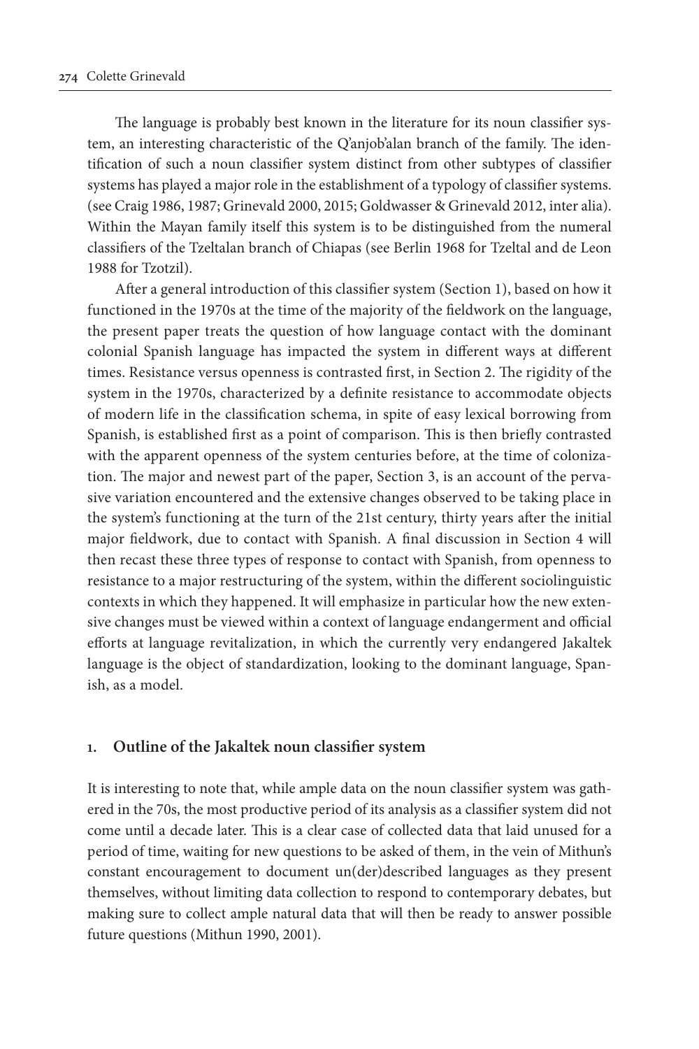The language is probably best known in the literature for its noun classifier system, an interesting characteristic of the Q'anjob'alan branch of the family. The identification of such a noun classifier system distinct from other subtypes of classifier systems has played a major role in the establishment of a typology of classifier systems. (see Craig 1986, 1987; Grinevald 2000, 2015; Goldwasser & Grinevald 2012, inter alia). Within the Mayan family itself this system is to be distinguished from the numeral classifiers of the Tzeltalan branch of Chiapas (see Berlin 1968 for Tzeltal and de Leon 1988 for Tzotzil).

After a general introduction of this classifier system (Section 1), based on how it functioned in the 1970s at the time of the majority of the fieldwork on the language, the present paper treats the question of how language contact with the dominant colonial Spanish language has impacted the system in different ways at different times. Resistance versus openness is contrasted first, in Section 2. The rigidity of the system in the 1970s, characterized by a definite resistance to accommodate objects of modern life in the classification schema, in spite of easy lexical borrowing from Spanish, is established first as a point of comparison. This is then briefly contrasted with the apparent openness of the system centuries before, at the time of colonization. The major and newest part of the paper, Section 3, is an account of the pervasive variation encountered and the extensive changes observed to be taking place in the system's functioning at the turn of the 21st century, thirty years after the initial major fieldwork, due to contact with Spanish. A final discussion in Section 4 will then recast these three types of response to contact with Spanish, from openness to resistance to a major restructuring of the system, within the different sociolinguistic contexts in which they happened. It will emphasize in particular how the new extensive changes must be viewed within a context of language endangerment and official efforts at language revitalization, in which the currently very endangered Jakaltek language is the object of standardization, looking to the dominant language, Spanish, as a model.

## 1. Outline of the Jakaltek noun classifier system

It is interesting to note that, while ample data on the noun classifier system was gathered in the 70s, the most productive period of its analysis as a classifier system did not come until a decade later. This is a clear case of collected data that laid unused for a period of time, waiting for new questions to be asked of them, in the vein of Mithun's constant encouragement to document un(der)described languages as they present themselves, without limiting data collection to respond to contemporary debates, but making sure to collect ample natural data that will then be ready to answer possible future questions (Mithun 1990, 2001).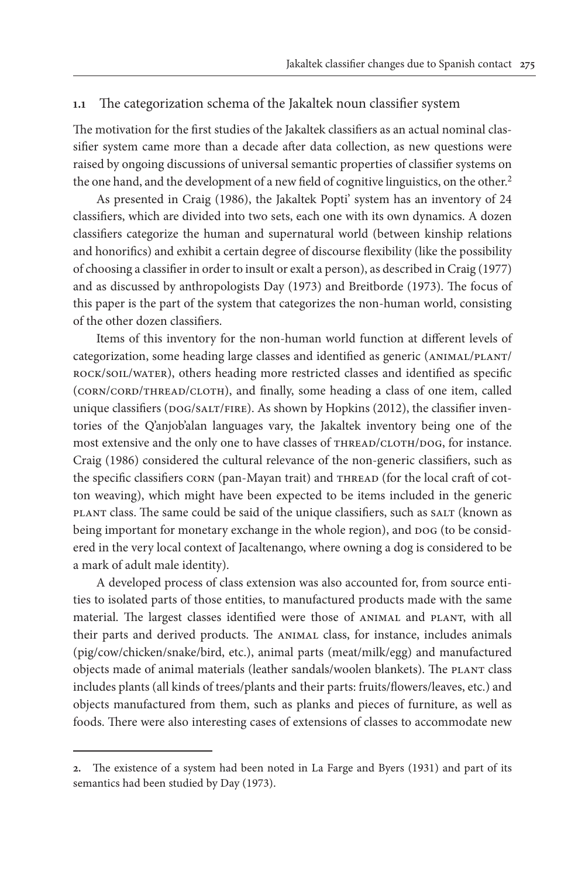### 1.1 The categorization schema of the Jakaltek noun classifier system

The motivation for the first studies of the Jakaltek classifiers as an actual nominal classifier system came more than a decade after data collection, as new questions were raised by ongoing discussions of universal semantic properties of classifier systems on the one hand, and the development of a new field of cognitive linguistics, on the other.[2]

As presented in Craig (1986), the Jakaltek Popti' system has an inventory of 24 classifiers, which are divided into two sets, each one with its own dynamics. A dozen classifiers categorize the human and supernatural world (between kinship relations and honorifics) and exhibit a certain degree of discourse flexibility (like the possibility of choosing a classifier in order to insult or exalt a person), as described in Craig (1977) and as discussed by anthropologists Day (1973) and Breitborde (1973). The focus of this paper is the part of the system that categorizes the non-human world, consisting of the other dozen classifiers.

Items of this inventory for the non-human world function at different levels of categorization, some heading large classes and identified as generic (ANIMAL/PLANT/ROCK/SOIL/WATER), others heading more restricted classes and identified as specific (CORN/CORD/THREAD/CLOTH), and finally, some heading a class of one item, called unique classifiers (DOG/SALT/FIRE). As shown by Hopkins (2012), the classifier inventories of the Q'anjob'alan languages vary, the Jakaltek inventory being one of the most extensive and the only one to have classes of THREAD/CLOTH/DOG, for instance. Craig (1986) considered the cultural relevance of the non-generic classifiers, such as the specific classifiers CORN (pan-Mayan trait) and THREAD (for the local craft of cotton weaving), which might have been expected to be items included in the generic PLANT class. The same could be said of the unique classifiers, such as SALT (known as being important for monetary exchange in the whole region), and DOG (to be considered in the very local context of Jacaltenango, where owning a dog is considered to be a mark of adult male identity).

A developed process of class extension was also accounted for, from source entities to isolated parts of those entities, to manufactured products made with the same material. The largest classes identified were those of ANIMAL and PLANT, with all their parts and derived products. The ANIMAL class, for instance, includes animals (pig/cow/chicken/snake/bird, etc.), animal parts (meat/milk/egg) and manufactured objects made of animal materials (leather sandals/woolen blankets). The PLANT class includes plants (all kinds of trees/plants and their parts: fruits/flowers/leaves, etc.) and objects manufactured from them, such as planks and pieces of furniture, as well as foods. There were also interesting cases of extensions of classes to accommodate new

2. The existence of a system had been noted in La Farge and Byers (1931) and part of its semantics had been studied by Day (1973).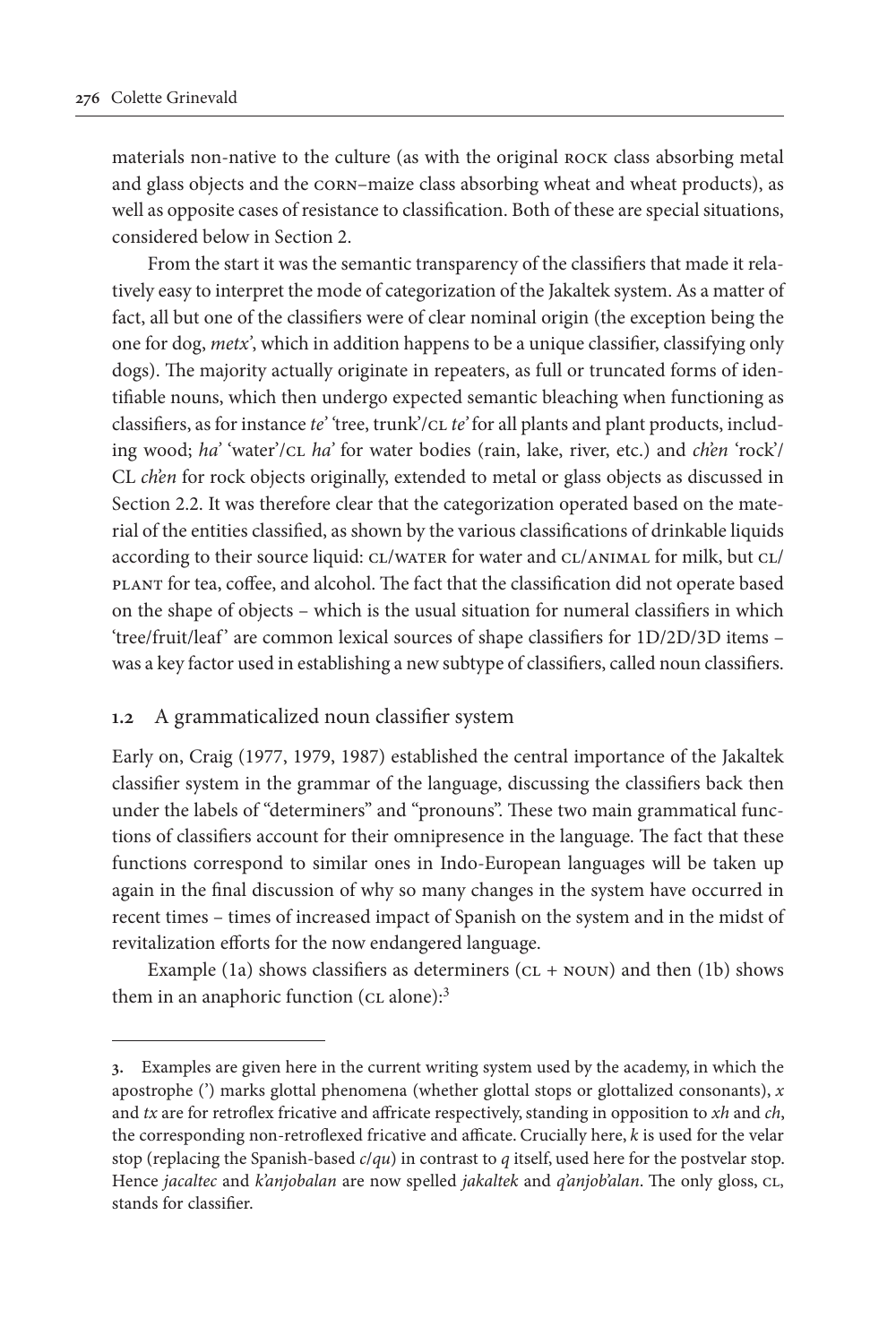materials non-native to the culture (as with the original ROCK class absorbing metal and glass objects and the CORN–maize class absorbing wheat and wheat products), as well as opposite cases of resistance to classification. Both of these are special situations, considered below in Section 2.

From the start it was the semantic transparency of the classifiers that made it relatively easy to interpret the mode of categorization of the Jakaltek system. As a matter of fact, all but one of the classifiers were of clear nominal origin (the exception being the one for dog, *metx'*, which in addition happens to be a unique classifier, classifying only dogs). The majority actually originate in repeaters, as full or truncated forms of identifiable nouns, which then undergo expected semantic bleaching when functioning as classifiers, as for instance *te'* 'tree, trunk'/CL *te'* for all plants and plant products, including wood; *ha'* 'water'/CL *ha'* for water bodies (rain, lake, river, etc.) and *ch'en* 'rock'/ CL *ch'en* for rock objects originally, extended to metal or glass objects as discussed in Section 2.2. It was therefore clear that the categorization operated based on the material of the entities classified, as shown by the various classifications of drinkable liquids according to their source liquid: CL/WATER for water and CL/ANIMAL for milk, but CL/ PLANT for tea, coffee, and alcohol. The fact that the classification did not operate based on the shape of objects – which is the usual situation for numeral classifiers in which 'tree/fruit/leaf' are common lexical sources of shape classifiers for 1D/2D/3D items – was a key factor used in establishing a new subtype of classifiers, called noun classifiers.

## 1.2 A grammaticalized noun classifier system

Early on, Craig (1977, 1979, 1987) established the central importance of the Jakaltek classifier system in the grammar of the language, discussing the classifiers back then under the labels of "determiners" and "pronouns". These two main grammatical functions of classifiers account for their omnipresence in the language. The fact that these functions correspond to similar ones in Indo-European languages will be taken up again in the final discussion of why so many changes in the system have occurred in recent times – times of increased impact of Spanish on the system and in the midst of revitalization efforts for the now endangered language.

Example (1a) shows classifiers as determiners (CL + NOUN) and then (1b) shows them in an anaphoric function (CL alone):[3]

---

3. Examples are given here in the current writing system used by the academy, in which the apostrophe (') marks glottal phenomena (whether glottal stops or glottalized consonants), *x* and *tx* are for retroflex fricative and affricate respectively, standing in opposition to *xh* and *ch*, the corresponding non-retroflexed fricative and afficate. Crucially here, *k* is used for the velar stop (replacing the Spanish-based *c/qu*) in contrast to *q* itself, used here for the postvelar stop. Hence *jacaltec* and *k'anjobalan* are now spelled *jakaltek* and *q'anjob'alan*. The only gloss, CL, stands for classifier.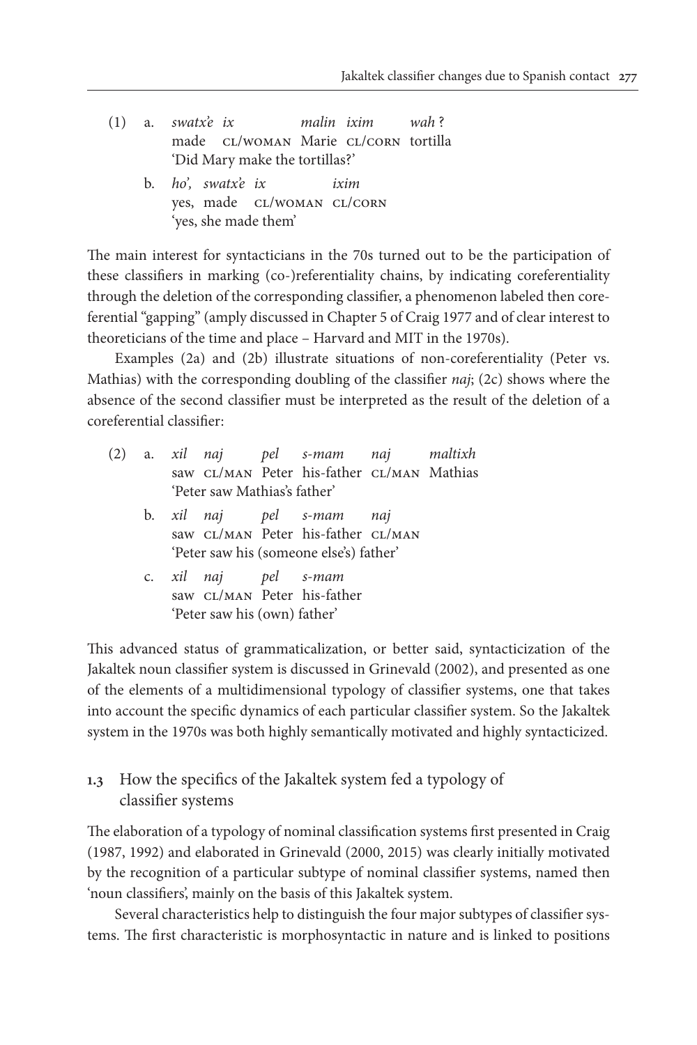(1) a. *swatx'e ix malin ixim wah* ?  
   made CL/WOMAN Marie CL/CORN tortilla  
   'Did Mary make the tortillas?'

  b. *ho', swatx'e ix ixim*  
   yes, made CL/WOMAN CL/CORN  
   'yes, she made them'

The main interest for syntacticians in the 70s turned out to be the participation of these classifiers in marking (co-)referentiality chains, by indicating coreferentiality through the deletion of the corresponding classifier, a phenomenon labeled then coreferential "gapping" (amply discussed in Chapter 5 of Craig 1977 and of clear interest to theoreticians of the time and place – Harvard and MIT in the 1970s).

Examples (2a) and (2b) illustrate situations of non-coreferentiality (Peter vs. Mathias) with the corresponding doubling of the classifier *naj*; (2c) shows where the absence of the second classifier must be interpreted as the result of the deletion of a coreferential classifier:

(2) a. *xil naj pel s-mam naj maltixh*  
   saw CL/MAN Peter his-father CL/MAN Mathias  
   'Peter saw Mathias's father'

  b. *xil naj pel s-mam naj*  
   saw CL/MAN Peter his-father CL/MAN  
   'Peter saw his (someone else's) father'

  c. *xil naj pel s-mam*  
   saw CL/MAN Peter his-father  
   'Peter saw his (own) father'

This advanced status of grammaticalization, or better said, syntacticization of the Jakaltek noun classifier system is discussed in Grinevald (2002), and presented as one of the elements of a multidimensional typology of classifier systems, one that takes into account the specific dynamics of each particular classifier system. So the Jakaltek system in the 1970s was both highly semantically motivated and highly syntacticized.

### 1.3 How the specifics of the Jakaltek system fed a typology of classifier systems

The elaboration of a typology of nominal classification systems first presented in Craig (1987, 1992) and elaborated in Grinevald (2000, 2015) was clearly initially motivated by the recognition of a particular subtype of nominal classifier systems, named then 'noun classifiers', mainly on the basis of this Jakaltek system.

Several characteristics help to distinguish the four major subtypes of classifier systems. The first characteristic is morphosyntactic in nature and is linked to positions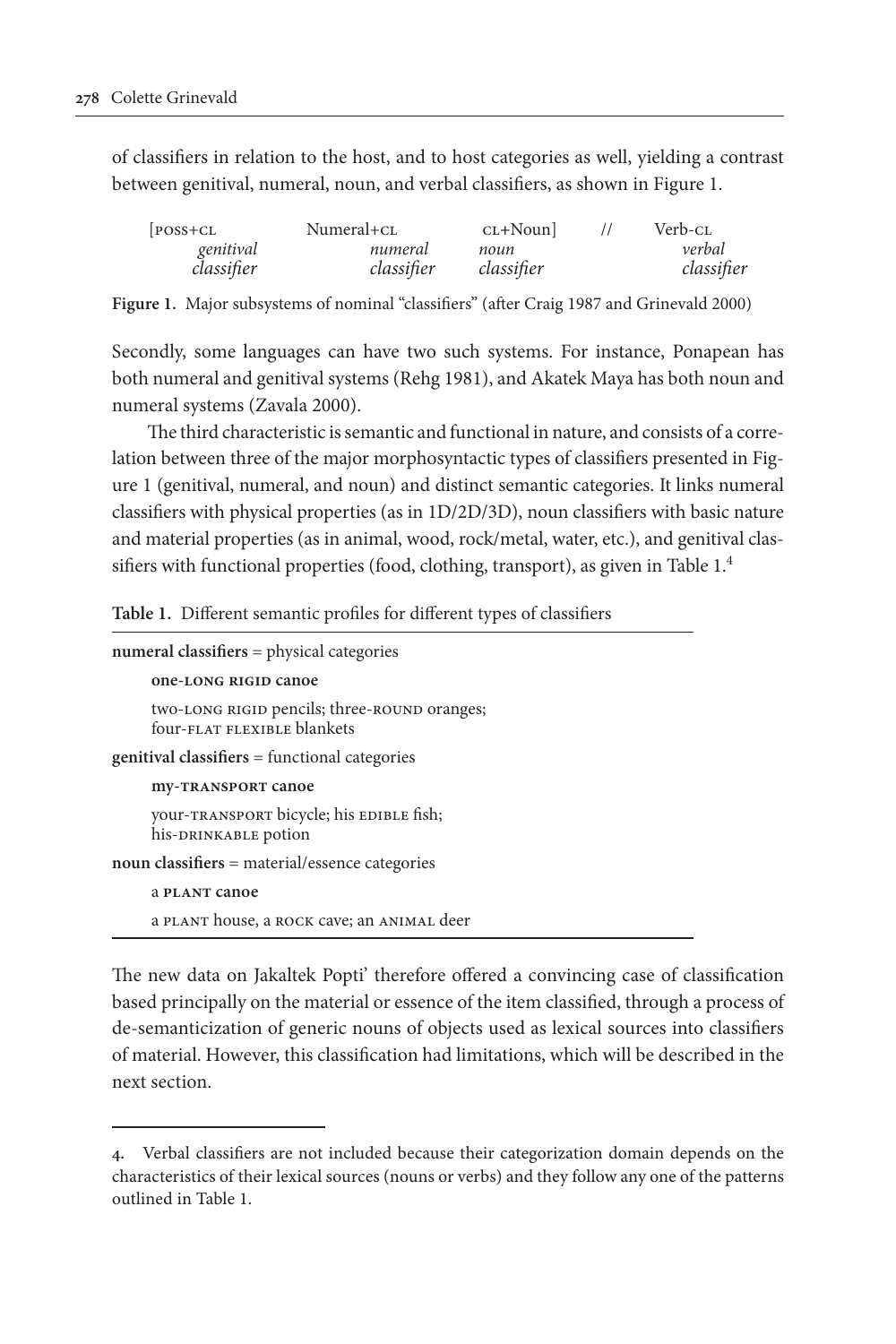of classifiers in relation to the host, and to host categories as well, yielding a contrast between genitival, numeral, noun, and verbal classifiers, as shown in Figure 1.

| | | | | |
|---|---|---|---|---|
| [POSS+CL | Numeral+CL | CL+Noun] | // | Verb-CL |
| *genitival classifier* | *numeral classifier* | *noun classifier* | | *verbal classifier* |

**Figure 1.** Major subsystems of nominal "classifiers" (after Craig 1987 and Grinevald 2000)

Secondly, some languages can have two such systems. For instance, Ponapean has both numeral and genitival systems (Rehg 1981), and Akatek Maya has both noun and numeral systems (Zavala 2000).

The third characteristic is semantic and functional in nature, and consists of a correlation between three of the major morphosyntactic types of classifiers presented in Figure 1 (genitival, numeral, and noun) and distinct semantic categories. It links numeral classifiers with physical properties (as in 1D/2D/3D), noun classifiers with basic nature and material properties (as in animal, wood, rock/metal, water, etc.), and genitival classifiers with functional properties (food, clothing, transport), as given in Table 1.[4]

**Table 1.** Different semantic profiles for different types of classifiers

| |
|---|
| **numeral classifiers** = physical categories |
| **one-LONG RIGID canoe** |
| two-LONG RIGID pencils; three-ROUND oranges; four-FLAT FLEXIBLE blankets |
| **genitival classifiers** = functional categories |
| **my-TRANSPORT canoe** |
| your-TRANSPORT bicycle; his EDIBLE fish; his-DRINKABLE potion |
| **noun classifiers** = material/essence categories |
| a **PLANT canoe** |
| a PLANT house, a ROCK cave; an ANIMAL deer |

The new data on Jakaltek Popti' therefore offered a convincing case of classification based principally on the material or essence of the item classified, through a process of de-semanticization of generic nouns of objects used as lexical sources into classifiers of material. However, this classification had limitations, which will be described in the next section.

---

4. Verbal classifiers are not included because their categorization domain depends on the characteristics of their lexical sources (nouns or verbs) and they follow any one of the patterns outlined in Table 1.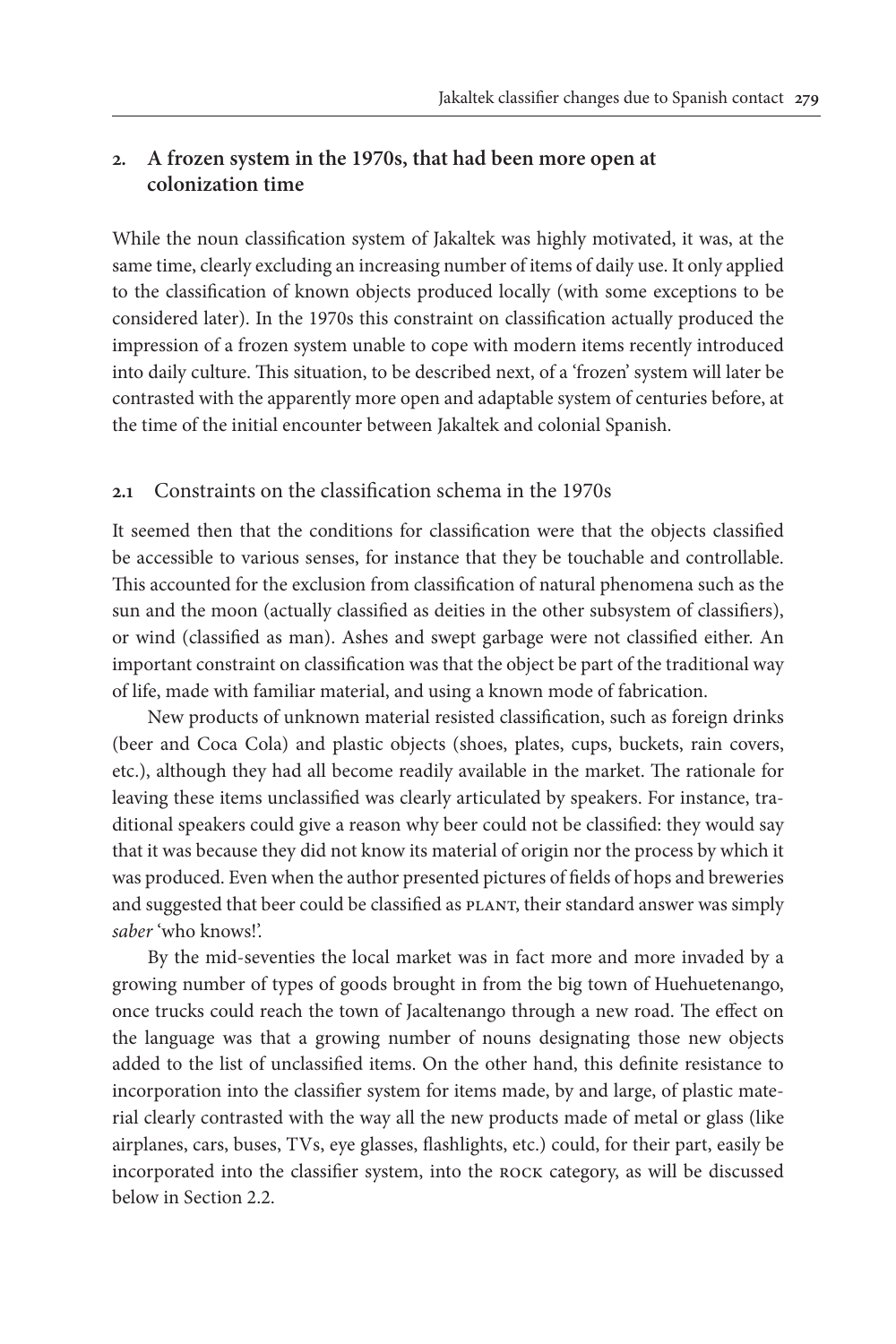## 2. A frozen system in the 1970s, that had been more open at colonization time

While the noun classification system of Jakaltek was highly motivated, it was, at the same time, clearly excluding an increasing number of items of daily use. It only applied to the classification of known objects produced locally (with some exceptions to be considered later). In the 1970s this constraint on classification actually produced the impression of a frozen system unable to cope with modern items recently introduced into daily culture. This situation, to be described next, of a 'frozen' system will later be contrasted with the apparently more open and adaptable system of centuries before, at the time of the initial encounter between Jakaltek and colonial Spanish.

### 2.1 Constraints on the classification schema in the 1970s

It seemed then that the conditions for classification were that the objects classified be accessible to various senses, for instance that they be touchable and controllable. This accounted for the exclusion from classification of natural phenomena such as the sun and the moon (actually classified as deities in the other subsystem of classifiers), or wind (classified as man). Ashes and swept garbage were not classified either. An important constraint on classification was that the object be part of the traditional way of life, made with familiar material, and using a known mode of fabrication.

New products of unknown material resisted classification, such as foreign drinks (beer and Coca Cola) and plastic objects (shoes, plates, cups, buckets, rain covers, etc.), although they had all become readily available in the market. The rationale for leaving these items unclassified was clearly articulated by speakers. For instance, traditional speakers could give a reason why beer could not be classified: they would say that it was because they did not know its material of origin nor the process by which it was produced. Even when the author presented pictures of fields of hops and breweries and suggested that beer could be classified as PLANT, their standard answer was simply *saber* 'who knows!'.

By the mid-seventies the local market was in fact more and more invaded by a growing number of types of goods brought in from the big town of Huehuetenango, once trucks could reach the town of Jacaltenango through a new road. The effect on the language was that a growing number of nouns designating those new objects added to the list of unclassified items. On the other hand, this definite resistance to incorporation into the classifier system for items made, by and large, of plastic material clearly contrasted with the way all the new products made of metal or glass (like airplanes, cars, buses, TVs, eye glasses, flashlights, etc.) could, for their part, easily be incorporated into the classifier system, into the ROCK category, as will be discussed below in Section 2.2.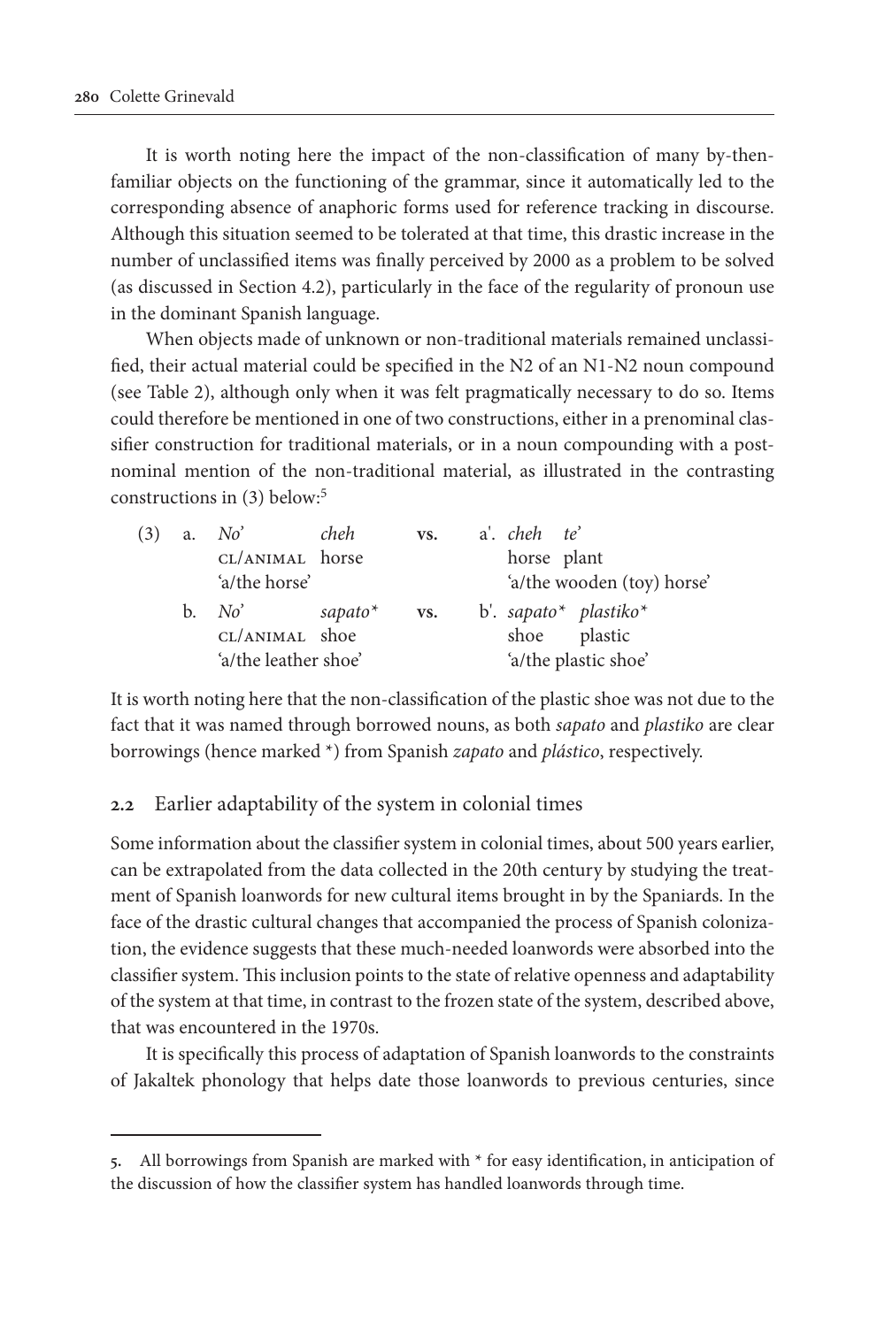It is worth noting here the impact of the non-classification of many by-then-familiar objects on the functioning of the grammar, since it automatically led to the corresponding absence of anaphoric forms used for reference tracking in discourse. Although this situation seemed to be tolerated at that time, this drastic increase in the number of unclassified items was finally perceived by 2000 as a problem to be solved (as discussed in Section 4.2), particularly in the face of the regularity of pronoun use in the dominant Spanish language.

When objects made of unknown or non-traditional materials remained unclassified, their actual material could be specified in the N2 of an N1-N2 noun compound (see Table 2), although only when it was felt pragmatically necessary to do so. Items could therefore be mentioned in one of two constructions, either in a prenominal classifier construction for traditional materials, or in a noun compounding with a postnominal mention of the non-traditional material, as illustrated in the contrasting constructions in (3) below:[5]

(3) a. *No'* *cheh*
   CL/ANIMAL horse
   'a/the horse'

vs. a'. *cheh* *te'*
   horse plant
   'a/the wooden (toy) horse'

b. *No'* *sapato**
   CL/ANIMAL shoe
   'a/the leather shoe'

vs. b'. *sapato** *plastiko**
   shoe plastic
   'a/the plastic shoe'

It is worth noting here that the non-classification of the plastic shoe was not due to the fact that it was named through borrowed nouns, as both *sapato* and *plastiko* are clear borrowings (hence marked *) from Spanish *zapato* and *plástico*, respectively.

## 2.2 Earlier adaptability of the system in colonial times

Some information about the classifier system in colonial times, about 500 years earlier, can be extrapolated from the data collected in the 20th century by studying the treatment of Spanish loanwords for new cultural items brought in by the Spaniards. In the face of the drastic cultural changes that accompanied the process of Spanish colonization, the evidence suggests that these much-needed loanwords were absorbed into the classifier system. This inclusion points to the state of relative openness and adaptability of the system at that time, in contrast to the frozen state of the system, described above, that was encountered in the 1970s.

It is specifically this process of adaptation of Spanish loanwords to the constraints of Jakaltek phonology that helps date those loanwords to previous centuries, since

5. All borrowings from Spanish are marked with * for easy identification, in anticipation of the discussion of how the classifier system has handled loanwords through time.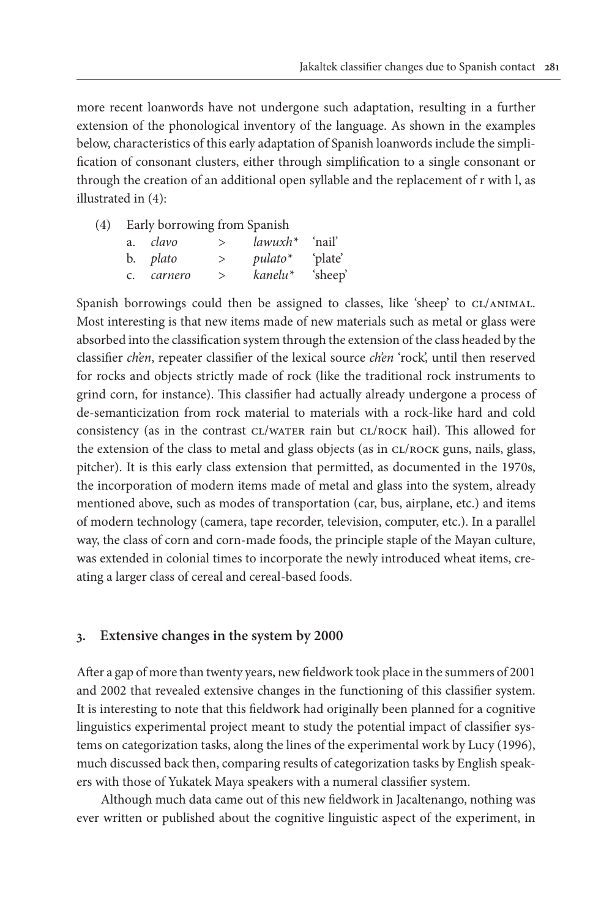more recent loanwords have not undergone such adaptation, resulting in a further extension of the phonological inventory of the language. As shown in the examples below, characteristics of this early adaptation of Spanish loanwords include the simplification of consonant clusters, either through simplification to a single consonant or through the creation of an additional open syllable and the replacement of r with l, as illustrated in (4):

(4) Early borrowing from Spanish

| | | | | |
|---|---|---|---|---|
| a. | *clavo* | > | *lawuxh\** | 'nail' |
| b. | *plato* | > | *pulato\** | 'plate' |
| c. | *carnero* | > | *kanelu\** | 'sheep' |

Spanish borrowings could then be assigned to classes, like 'sheep' to CL/ANIMAL. Most interesting is that new items made of new materials such as metal or glass were absorbed into the classification system through the extension of the class headed by the classifier *ch'en*, repeater classifier of the lexical source *ch'en* 'rock', until then reserved for rocks and objects strictly made of rock (like the traditional rock instruments to grind corn, for instance). This classifier had actually already undergone a process of de-semanticization from rock material to materials with a rock-like hard and cold consistency (as in the contrast CL/WATER rain but CL/ROCK hail). This allowed for the extension of the class to metal and glass objects (as in CL/ROCK guns, nails, glass, pitcher). It is this early class extension that permitted, as documented in the 1970s, the incorporation of modern items made of metal and glass into the system, already mentioned above, such as modes of transportation (car, bus, airplane, etc.) and items of modern technology (camera, tape recorder, television, computer, etc.). In a parallel way, the class of corn and corn-made foods, the principle staple of the Mayan culture, was extended in colonial times to incorporate the newly introduced wheat items, creating a larger class of cereal and cereal-based foods.

## 3. Extensive changes in the system by 2000

After a gap of more than twenty years, new fieldwork took place in the summers of 2001 and 2002 that revealed extensive changes in the functioning of this classifier system. It is interesting to note that this fieldwork had originally been planned for a cognitive linguistics experimental project meant to study the potential impact of classifier systems on categorization tasks, along the lines of the experimental work by Lucy (1996), much discussed back then, comparing results of categorization tasks by English speakers with those of Yukatek Maya speakers with a numeral classifier system.

Although much data came out of this new fieldwork in Jacaltenango, nothing was ever written or published about the cognitive linguistic aspect of the experiment, in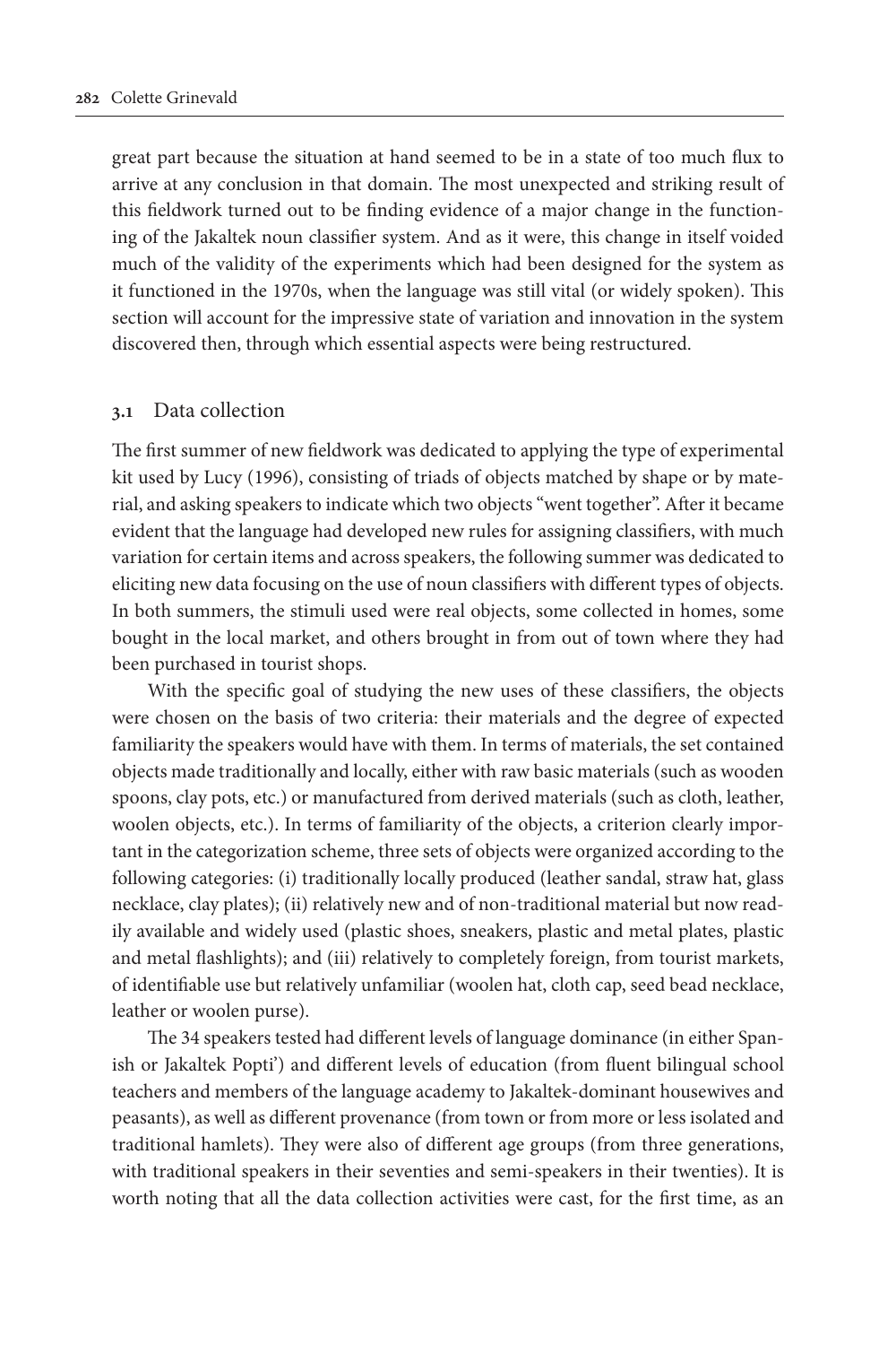great part because the situation at hand seemed to be in a state of too much flux to arrive at any conclusion in that domain. The most unexpected and striking result of this fieldwork turned out to be finding evidence of a major change in the functioning of the Jakaltek noun classifier system. And as it were, this change in itself voided much of the validity of the experiments which had been designed for the system as it functioned in the 1970s, when the language was still vital (or widely spoken). This section will account for the impressive state of variation and innovation in the system discovered then, through which essential aspects were being restructured.

## 3.1 Data collection

The first summer of new fieldwork was dedicated to applying the type of experimental kit used by Lucy (1996), consisting of triads of objects matched by shape or by material, and asking speakers to indicate which two objects "went together". After it became evident that the language had developed new rules for assigning classifiers, with much variation for certain items and across speakers, the following summer was dedicated to eliciting new data focusing on the use of noun classifiers with different types of objects. In both summers, the stimuli used were real objects, some collected in homes, some bought in the local market, and others brought in from out of town where they had been purchased in tourist shops.

With the specific goal of studying the new uses of these classifiers, the objects were chosen on the basis of two criteria: their materials and the degree of expected familiarity the speakers would have with them. In terms of materials, the set contained objects made traditionally and locally, either with raw basic materials (such as wooden spoons, clay pots, etc.) or manufactured from derived materials (such as cloth, leather, woolen objects, etc.). In terms of familiarity of the objects, a criterion clearly important in the categorization scheme, three sets of objects were organized according to the following categories: (i) traditionally locally produced (leather sandal, straw hat, glass necklace, clay plates); (ii) relatively new and of non-traditional material but now readily available and widely used (plastic shoes, sneakers, plastic and metal plates, plastic and metal flashlights); and (iii) relatively to completely foreign, from tourist markets, of identifiable use but relatively unfamiliar (woolen hat, cloth cap, seed bead necklace, leather or woolen purse).

The 34 speakers tested had different levels of language dominance (in either Spanish or Jakaltek Popti') and different levels of education (from fluent bilingual school teachers and members of the language academy to Jakaltek-dominant housewives and peasants), as well as different provenance (from town or from more or less isolated and traditional hamlets). They were also of different age groups (from three generations, with traditional speakers in their seventies and semi-speakers in their twenties). It is worth noting that all the data collection activities were cast, for the first time, as an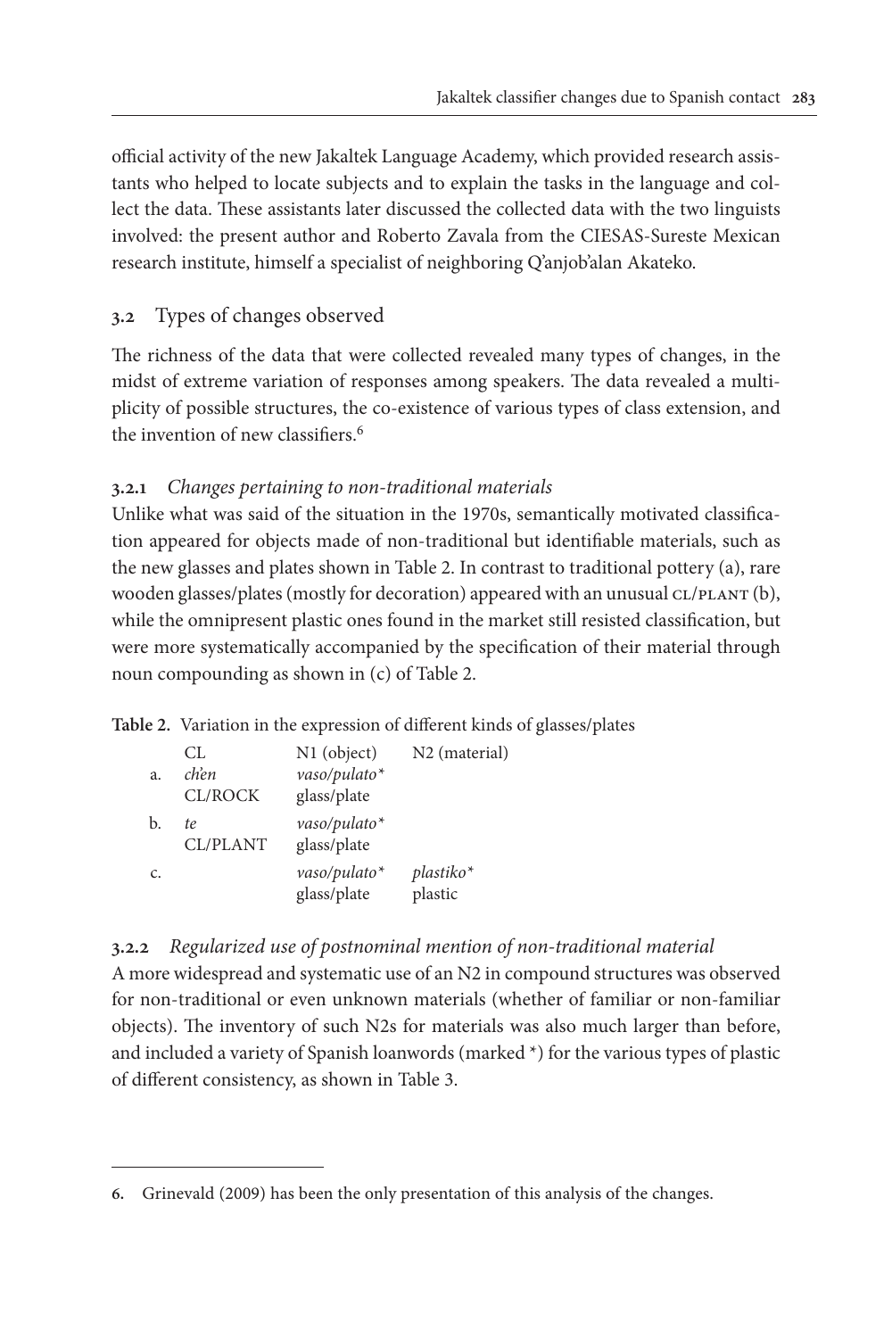official activity of the new Jakaltek Language Academy, which provided research assistants who helped to locate subjects and to explain the tasks in the language and collect the data. These assistants later discussed the collected data with the two linguists involved: the present author and Roberto Zavala from the CIESAS-Sureste Mexican research institute, himself a specialist of neighboring Q'anjob'alan Akateko.

## 3.2 Types of changes observed

The richness of the data that were collected revealed many types of changes, in the midst of extreme variation of responses among speakers. The data revealed a multiplicity of possible structures, the co-existence of various types of class extension, and the invention of new classifiers.[6]

### 3.2.1 *Changes pertaining to non-traditional materials*

Unlike what was said of the situation in the 1970s, semantically motivated classification appeared for objects made of non-traditional but identifiable materials, such as the new glasses and plates shown in Table 2. In contrast to traditional pottery (a), rare wooden glasses/plates (mostly for decoration) appeared with an unusual CL/PLANT (b), while the omnipresent plastic ones found in the market still resisted classification, but were more systematically accompanied by the specification of their material through noun compounding as shown in (c) of Table 2.

**Table 2.** Variation in the expression of different kinds of glasses/plates

| | CL | N1 (object) | N2 (material) |
|---|---|---|---|
| a. | *ch'en* CL/ROCK | *vaso/pulato** glass/plate | |
| b. | *te* CL/PLANT | *vaso/pulato** glass/plate | |
| c. | | *vaso/pulato** glass/plate | *plastiko** plastic |

### 3.2.2 *Regularized use of postnominal mention of non-traditional material*

A more widespread and systematic use of an N2 in compound structures was observed for non-traditional or even unknown materials (whether of familiar or non-familiar objects). The inventory of such N2s for materials was also much larger than before, and included a variety of Spanish loanwords (marked *) for the various types of plastic of different consistency, as shown in Table 3.

---

6. Grinevald (2009) has been the only presentation of this analysis of the changes.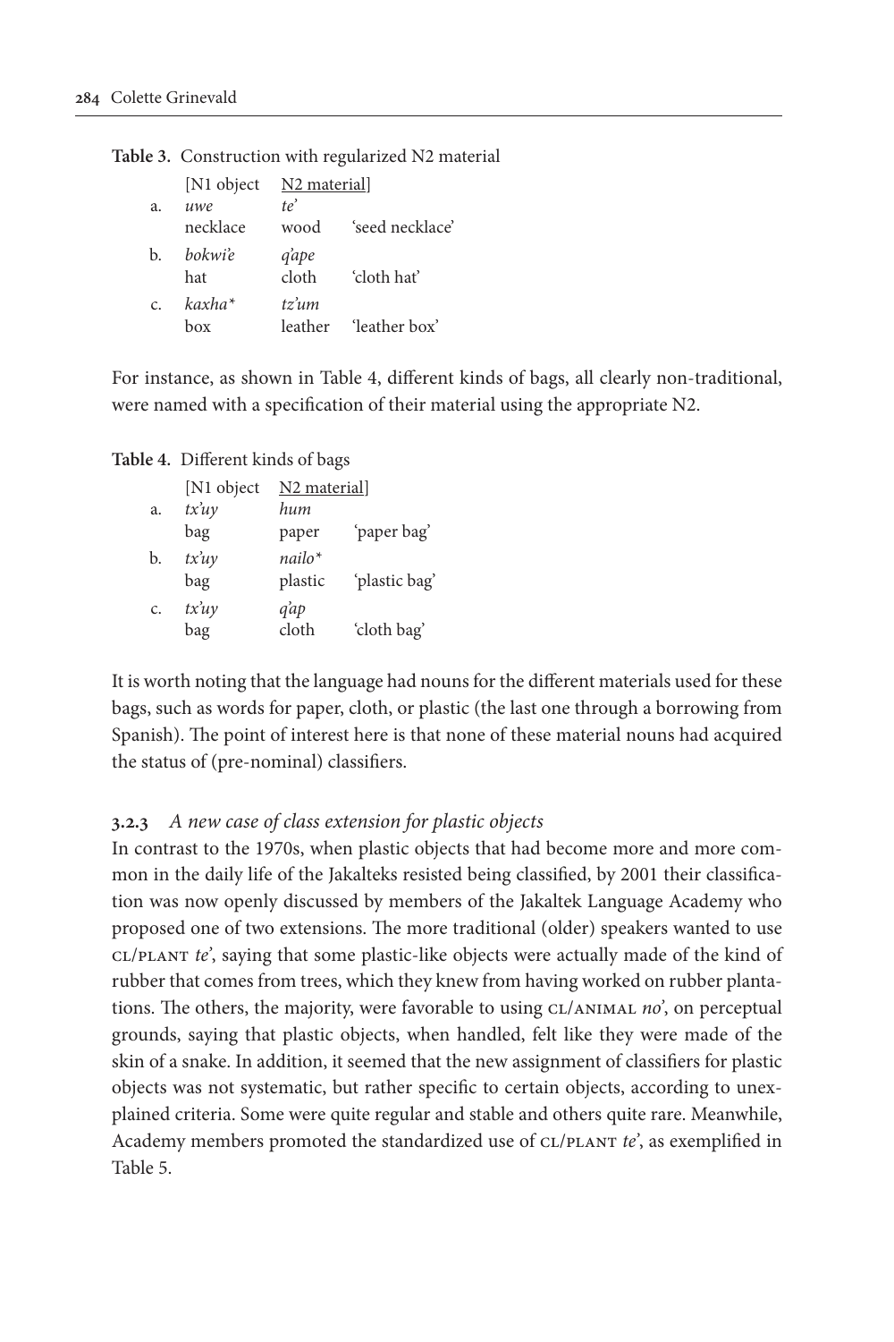**Table 3.** Construction with regularized N2 material

| | | | |
|---|---|---|---|
| | [N1 object | N2 material] | |
| a. | *uwe* | *te'* | |
| | necklace | wood | 'seed necklace' |
| b. | *bokwi'e* | *q'ape* | |
| | hat | cloth | 'cloth hat' |
| c. | *kaxha\** | *tz'um* | |
| | box | leather | 'leather box' |

For instance, as shown in Table 4, different kinds of bags, all clearly non-traditional, were named with a specification of their material using the appropriate N2.

**Table 4.** Different kinds of bags

| | | | |
|---|---|---|---|
| | [N1 object | N2 material] | |
| a. | *tx'uy* | *hum* | |
| | bag | paper | 'paper bag' |
| b. | *tx'uy* | *nailo\** | |
| | bag | plastic | 'plastic bag' |
| c. | *tx'uy* | *q'ap* | |
| | bag | cloth | 'cloth bag' |

It is worth noting that the language had nouns for the different materials used for these bags, such as words for paper, cloth, or plastic (the last one through a borrowing from Spanish). The point of interest here is that none of these material nouns had acquired the status of (pre-nominal) classifiers.

### 3.2.3 *A new case of class extension for plastic objects*

In contrast to the 1970s, when plastic objects that had become more and more common in the daily life of the Jakalteks resisted being classified, by 2001 their classification was now openly discussed by members of the Jakaltek Language Academy who proposed one of two extensions. The more traditional (older) speakers wanted to use CL/PLANT *te'*, saying that some plastic-like objects were actually made of the kind of rubber that comes from trees, which they knew from having worked on rubber plantations. The others, the majority, were favorable to using CL/ANIMAL *no'*, on perceptual grounds, saying that plastic objects, when handled, felt like they were made of the skin of a snake. In addition, it seemed that the new assignment of classifiers for plastic objects was not systematic, but rather specific to certain objects, according to unexplained criteria. Some were quite regular and stable and others quite rare. Meanwhile, Academy members promoted the standardized use of CL/PLANT *te'*, as exemplified in Table 5.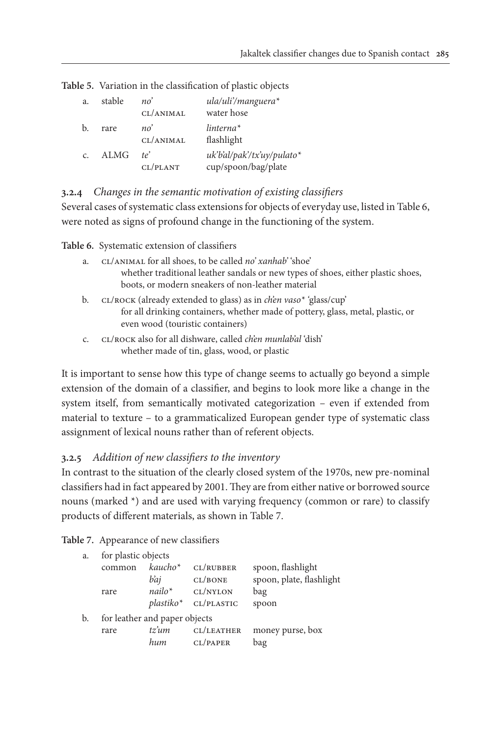**Table 5.** Variation in the classification of plastic objects

| | | | |
|---|---|---|---|
| a. | stable | *no'* CL/ANIMAL | *ula/uli'/manguera** water hose |
| b. | rare | *no'* CL/ANIMAL | *linterna** flashlight |
| c. | ALMG | *te'* CL/PLANT | *uk'b'al/pak'/tx'uy/pulato** cup/spoon/bag/plate |

### 3.2.4 *Changes in the semantic motivation of existing classifiers*

Several cases of systematic class extensions for objects of everyday use, listed in Table 6, were noted as signs of profound change in the functioning of the system.

**Table 6.** Systematic extension of classifiers

a. CL/ANIMAL for all shoes, to be called *no' xanhab'* 'shoe'
   whether traditional leather sandals or new types of shoes, either plastic shoes, boots, or modern sneakers of non-leather material

b. CL/ROCK (already extended to glass) as in *ch'en vaso** 'glass/cup'
   for all drinking containers, whether made of pottery, glass, metal, plastic, or even wood (touristic containers)

c. CL/ROCK also for all dishware, called *ch'en munlab'al* 'dish'
   whether made of tin, glass, wood, or plastic

It is important to sense how this type of change seems to actually go beyond a simple extension of the domain of a classifier, and begins to look more like a change in the system itself, from semantically motivated categorization – even if extended from material to texture – to a grammaticalized European gender type of systematic class assignment of lexical nouns rather than of referent objects.

### 3.2.5 *Addition of new classifiers to the inventory*

In contrast to the situation of the clearly closed system of the 1970s, new pre-nominal classifiers had in fact appeared by 2001. They are from either native or borrowed source nouns (marked *) and are used with varying frequency (common or rare) to classify products of different materials, as shown in Table 7.

**Table 7.** Appearance of new classifiers

| | | | | |
|---|---|---|---|---|
| a. | for plastic objects | | | |
| | common | *kaucho** | CL/RUBBER | spoon, flashlight |
| | | *b'aj* | CL/BONE | spoon, plate, flashlight |
| | rare | *nailo** | CL/NYLON | bag |
| | | *plastiko** | CL/PLASTIC | spoon |
| b. | for leather and paper objects | | | |
| | rare | *tz'um* | CL/LEATHER | money purse, box |
| | | *hum* | CL/PAPER | bag |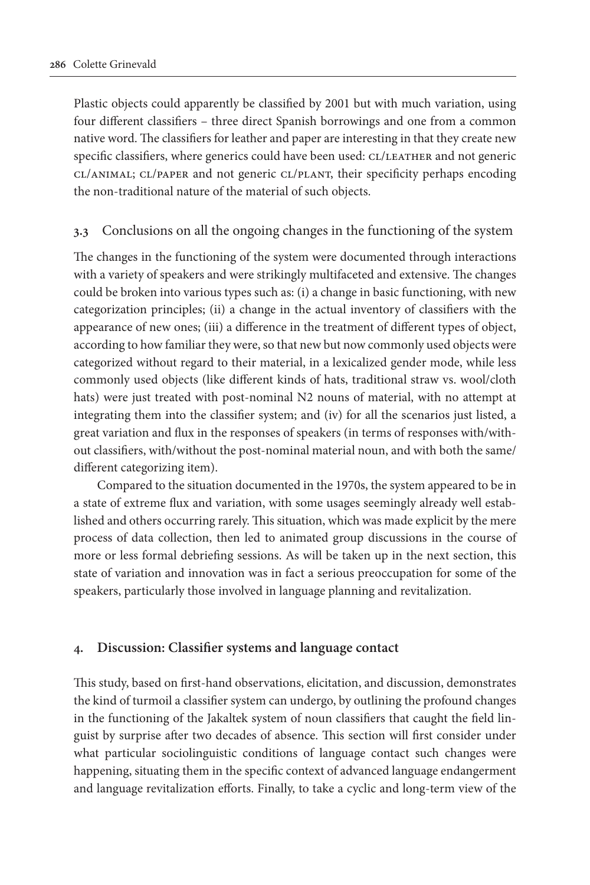Plastic objects could apparently be classified by 2001 but with much variation, using four different classifiers – three direct Spanish borrowings and one from a common native word. The classifiers for leather and paper are interesting in that they create new specific classifiers, where generics could have been used: CL/LEATHER and not generic CL/ANIMAL; CL/PAPER and not generic CL/PLANT, their specificity perhaps encoding the non-traditional nature of the material of such objects.

### 3.3 Conclusions on all the ongoing changes in the functioning of the system

The changes in the functioning of the system were documented through interactions with a variety of speakers and were strikingly multifaceted and extensive. The changes could be broken into various types such as: (i) a change in basic functioning, with new categorization principles; (ii) a change in the actual inventory of classifiers with the appearance of new ones; (iii) a difference in the treatment of different types of object, according to how familiar they were, so that new but now commonly used objects were categorized without regard to their material, in a lexicalized gender mode, while less commonly used objects (like different kinds of hats, traditional straw vs. wool/cloth hats) were just treated with post-nominal N2 nouns of material, with no attempt at integrating them into the classifier system; and (iv) for all the scenarios just listed, a great variation and flux in the responses of speakers (in terms of responses with/without classifiers, with/without the post-nominal material noun, and with both the same/different categorizing item).

Compared to the situation documented in the 1970s, the system appeared to be in a state of extreme flux and variation, with some usages seemingly already well established and others occurring rarely. This situation, which was made explicit by the mere process of data collection, then led to animated group discussions in the course of more or less formal debriefing sessions. As will be taken up in the next section, this state of variation and innovation was in fact a serious preoccupation for some of the speakers, particularly those involved in language planning and revitalization.

## 4. Discussion: Classifier systems and language contact

This study, based on first-hand observations, elicitation, and discussion, demonstrates the kind of turmoil a classifier system can undergo, by outlining the profound changes in the functioning of the Jakaltek system of noun classifiers that caught the field linguist by surprise after two decades of absence. This section will first consider under what particular sociolinguistic conditions of language contact such changes were happening, situating them in the specific context of advanced language endangerment and language revitalization efforts. Finally, to take a cyclic and long-term view of the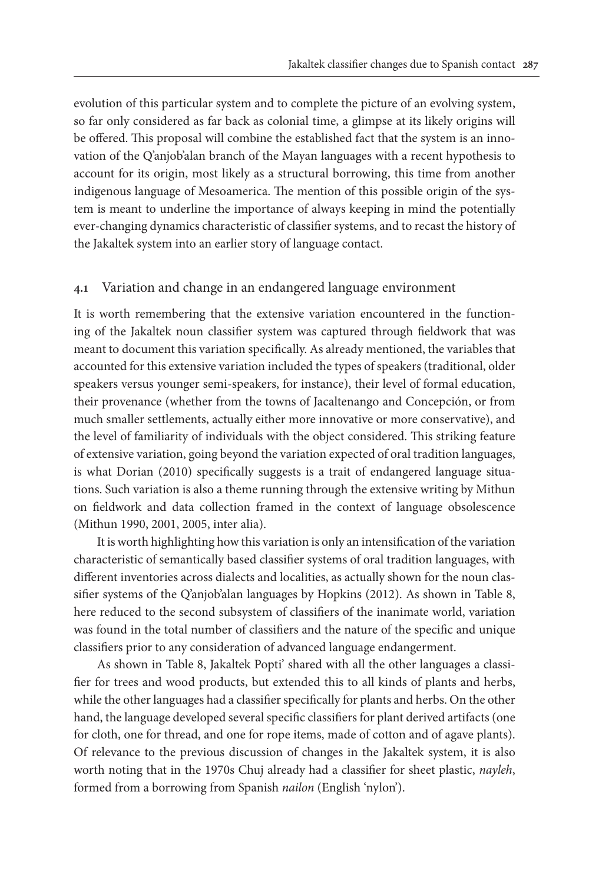evolution of this particular system and to complete the picture of an evolving system, so far only considered as far back as colonial time, a glimpse at its likely origins will be offered. This proposal will combine the established fact that the system is an innovation of the Q'anjob'alan branch of the Mayan languages with a recent hypothesis to account for its origin, most likely as a structural borrowing, this time from another indigenous language of Mesoamerica. The mention of this possible origin of the system is meant to underline the importance of always keeping in mind the potentially ever-changing dynamics characteristic of classifier systems, and to recast the history of the Jakaltek system into an earlier story of language contact.

### 4.1 Variation and change in an endangered language environment

It is worth remembering that the extensive variation encountered in the functioning of the Jakaltek noun classifier system was captured through fieldwork that was meant to document this variation specifically. As already mentioned, the variables that accounted for this extensive variation included the types of speakers (traditional, older speakers versus younger semi-speakers, for instance), their level of formal education, their provenance (whether from the towns of Jacaltenango and Concepción, or from much smaller settlements, actually either more innovative or more conservative), and the level of familiarity of individuals with the object considered. This striking feature of extensive variation, going beyond the variation expected of oral tradition languages, is what Dorian (2010) specifically suggests is a trait of endangered language situations. Such variation is also a theme running through the extensive writing by Mithun on fieldwork and data collection framed in the context of language obsolescence (Mithun 1990, 2001, 2005, inter alia).

It is worth highlighting how this variation is only an intensification of the variation characteristic of semantically based classifier systems of oral tradition languages, with different inventories across dialects and localities, as actually shown for the noun classifier systems of the Q'anjob'alan languages by Hopkins (2012). As shown in Table 8, here reduced to the second subsystem of classifiers of the inanimate world, variation was found in the total number of classifiers and the nature of the specific and unique classifiers prior to any consideration of advanced language endangerment.

As shown in Table 8, Jakaltek Popti' shared with all the other languages a classifier for trees and wood products, but extended this to all kinds of plants and herbs, while the other languages had a classifier specifically for plants and herbs. On the other hand, the language developed several specific classifiers for plant derived artifacts (one for cloth, one for thread, and one for rope items, made of cotton and of agave plants). Of relevance to the previous discussion of changes in the Jakaltek system, it is also worth noting that in the 1970s Chuj already had a classifier for sheet plastic, *nayleh*, formed from a borrowing from Spanish *nailon* (English 'nylon').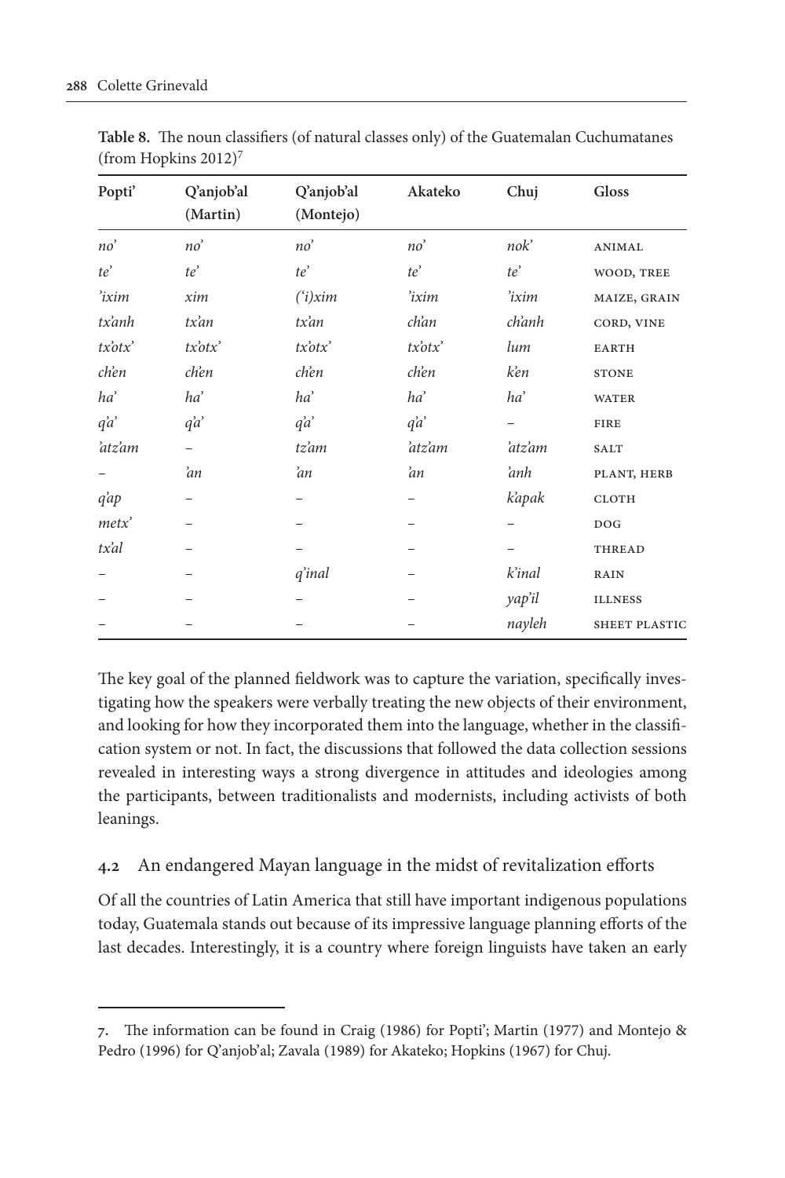**Table 8.** The noun classifiers (of natural classes only) of the Guatemalan Cuchumatanes (from Hopkins 2012)[7]

| Popti' | Q'anjob'al (Martin) | Q'anjob'al (Montejo) | Akateko | Chuj | Gloss |
|---|---|---|---|---|---|
| *no'* | *no'* | *no'* | *no'* | *nok'* | ANIMAL |
| *te'* | *te'* | *te'* | *te'* | *te'* | WOOD, TREE |
| *'ixim* | *xim* | *('i)xim* | *'ixim* | *'ixim* | MAIZE, GRAIN |
| *tx'anh* | *tx'an* | *tx'an* | *ch'an* | *ch'anh* | CORD, VINE |
| *tx'otx'* | *tx'otx'* | *tx'otx'* | *tx'otx'* | *lum* | EARTH |
| *ch'en* | *ch'en* | *ch'en* | *ch'en* | *k'en* | STONE |
| *ha'* | *ha'* | *ha'* | *ha'* | *ha'* | WATER |
| *q'a'* | *q'a'* | *q'a'* | *q'a'* | – | FIRE |
| *'atz'am* | – | *tz'am* | *'atz'am* | *'atz'am* | SALT |
| – | *'an* | *'an* | *'an* | *'anh* | PLANT, HERB |
| *q'ap* | – | – | – | *k'apak* | CLOTH |
| *metx'* | – | – | – | – | DOG |
| *tx'al* | – | – | – | – | THREAD |
| – | – | *q'inal* | – | *k'inal* | RAIN |
| – | – | – | – | *yap'il* | ILLNESS |
| – | – | – | – | *nayleh* | SHEET PLASTIC |

The key goal of the planned fieldwork was to capture the variation, specifically investigating how the speakers were verbally treating the new objects of their environment, and looking for how they incorporated them into the language, whether in the classification system or not. In fact, the discussions that followed the data collection sessions revealed in interesting ways a strong divergence in attitudes and ideologies among the participants, between traditionalists and modernists, including activists of both leanings.

### 4.2 An endangered Mayan language in the midst of revitalization efforts

Of all the countries of Latin America that still have important indigenous populations today, Guatemala stands out because of its impressive language planning efforts of the last decades. Interestingly, it is a country where foreign linguists have taken an early

7. The information can be found in Craig (1986) for Popti'; Martin (1977) and Montejo & Pedro (1996) for Q'anjob'al; Zavala (1989) for Akateko; Hopkins (1967) for Chuj.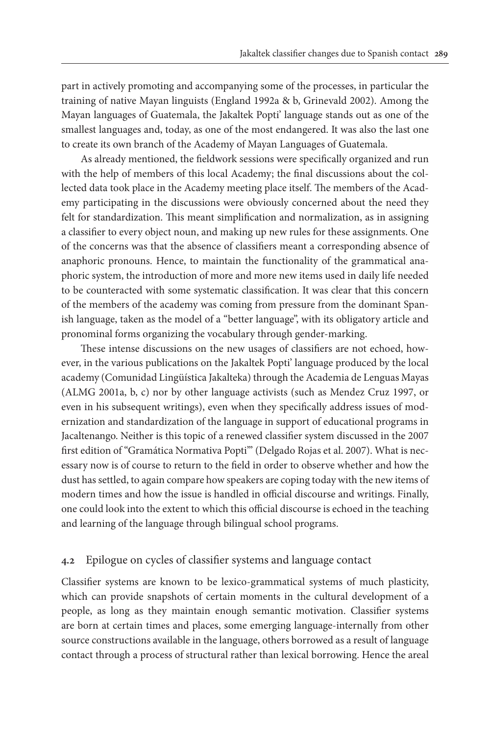part in actively promoting and accompanying some of the processes, in particular the training of native Mayan linguists (England 1992a & b, Grinevald 2002). Among the Mayan languages of Guatemala, the Jakaltek Popti' language stands out as one of the smallest languages and, today, as one of the most endangered. It was also the last one to create its own branch of the Academy of Mayan Languages of Guatemala.

As already mentioned, the fieldwork sessions were specifically organized and run with the help of members of this local Academy; the final discussions about the collected data took place in the Academy meeting place itself. The members of the Academy participating in the discussions were obviously concerned about the need they felt for standardization. This meant simplification and normalization, as in assigning a classifier to every object noun, and making up new rules for these assignments. One of the concerns was that the absence of classifiers meant a corresponding absence of anaphoric pronouns. Hence, to maintain the functionality of the grammatical anaphoric system, the introduction of more and more new items used in daily life needed to be counteracted with some systematic classification. It was clear that this concern of the members of the academy was coming from pressure from the dominant Spanish language, taken as the model of a "better language", with its obligatory article and pronominal forms organizing the vocabulary through gender-marking.

These intense discussions on the new usages of classifiers are not echoed, however, in the various publications on the Jakaltek Popti' language produced by the local academy (Comunidad Lingüística Jakalteka) through the Academia de Lenguas Mayas (ALMG 2001a, b, c) nor by other language activists (such as Mendez Cruz 1997, or even in his subsequent writings), even when they specifically address issues of modernization and standardization of the language in support of educational programs in Jacaltenango. Neither is this topic of a renewed classifier system discussed in the 2007 first edition of "Gramática Normativa Popti'" (Delgado Rojas et al. 2007). What is necessary now is of course to return to the field in order to observe whether and how the dust has settled, to again compare how speakers are coping today with the new items of modern times and how the issue is handled in official discourse and writings. Finally, one could look into the extent to which this official discourse is echoed in the teaching and learning of the language through bilingual school programs.

### 4.2 Epilogue on cycles of classifier systems and language contact

Classifier systems are known to be lexico-grammatical systems of much plasticity, which can provide snapshots of certain moments in the cultural development of a people, as long as they maintain enough semantic motivation. Classifier systems are born at certain times and places, some emerging language-internally from other source constructions available in the language, others borrowed as a result of language contact through a process of structural rather than lexical borrowing. Hence the areal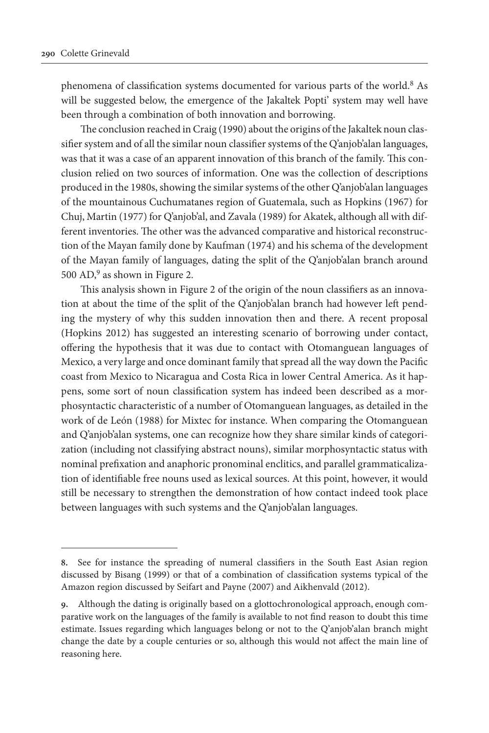phenomena of classification systems documented for various parts of the world.[8] As will be suggested below, the emergence of the Jakaltek Popti' system may well have been through a combination of both innovation and borrowing.

The conclusion reached in Craig (1990) about the origins of the Jakaltek noun classifier system and of all the similar noun classifier systems of the Q'anjob'alan languages, was that it was a case of an apparent innovation of this branch of the family. This conclusion relied on two sources of information. One was the collection of descriptions produced in the 1980s, showing the similar systems of the other Q'anjob'alan languages of the mountainous Cuchumatanes region of Guatemala, such as Hopkins (1967) for Chuj, Martin (1977) for Q'anjob'al, and Zavala (1989) for Akatek, although all with different inventories. The other was the advanced comparative and historical reconstruction of the Mayan family done by Kaufman (1974) and his schema of the development of the Mayan family of languages, dating the split of the Q'anjob'alan branch around 500 AD,[9] as shown in Figure 2.

This analysis shown in Figure 2 of the origin of the noun classifiers as an innovation at about the time of the split of the Q'anjob'alan branch had however left pending the mystery of why this sudden innovation then and there. A recent proposal (Hopkins 2012) has suggested an interesting scenario of borrowing under contact, offering the hypothesis that it was due to contact with Otomanguean languages of Mexico, a very large and once dominant family that spread all the way down the Pacific coast from Mexico to Nicaragua and Costa Rica in lower Central America. As it happens, some sort of noun classification system has indeed been described as a morphosyntactic characteristic of a number of Otomanguean languages, as detailed in the work of de León (1988) for Mixtec for instance. When comparing the Otomanguean and Q'anjob'alan systems, one can recognize how they share similar kinds of categorization (including not classifying abstract nouns), similar morphosyntactic status with nominal prefixation and anaphoric pronominal enclitics, and parallel grammaticalization of identifiable free nouns used as lexical sources. At this point, however, it would still be necessary to strengthen the demonstration of how contact indeed took place between languages with such systems and the Q'anjob'alan languages.

---

**8.** See for instance the spreading of numeral classifiers in the South East Asian region discussed by Bisang (1999) or that of a combination of classification systems typical of the Amazon region discussed by Seifart and Payne (2007) and Aikhenvald (2012).

**9.** Although the dating is originally based on a glottochronological approach, enough comparative work on the languages of the family is available to not find reason to doubt this time estimate. Issues regarding which languages belong or not to the Q'anjob'alan branch might change the date by a couple centuries or so, although this would not affect the main line of reasoning here.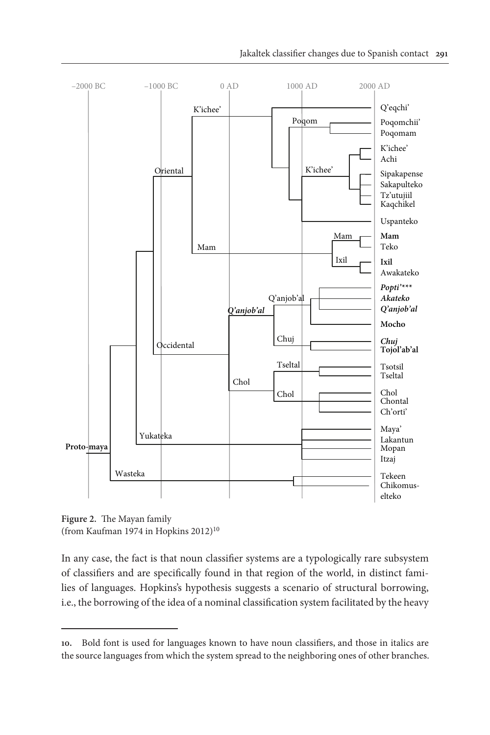–2000 BC
–1000 BC
0 AD
1000 AD
2000 AD

K'ichee'
Poqom
K'ichee'
Oriental
Mam
Mam
Ixil
Q'anjob'al
*Q'anjob'al*
Chuj
Occidental
Tseltal
Chol
Chol
Yukateka
**Proto-maya**
Wasteka

Q'eqchi'
Poqomchii'
Poqomam
K'ichee'
Achi
Sipakapense
Sakapulteko
Tz'utujiil
Kaqchikel
Uspanteko
**Mam**
Teko
**Ixil**
Awakateko
***Popti'\*\*\****
***Akateko***
***Q'anjob'al***
**Mocho**
***Chuj***
**Tojol'ab'al**
Tsotsil
Tseltal
Chol
Chontal
Ch'orti'
Maya'
Lakantun
Mopan
Itzaj
Tekeen
Chikomus-elteko

**Figure 2.** The Mayan family
(from Kaufman 1974 in Hopkins 2012)[10]

In any case, the fact is that noun classifier systems are a typologically rare subsystem of classifiers and are specifically found in that region of the world, in distinct families of languages. Hopkins's hypothesis suggests a scenario of structural borrowing, i.e., the borrowing of the idea of a nominal classification system facilitated by the heavy

---

10. Bold font is used for languages known to have noun classifiers, and those in italics are the source languages from which the system spread to the neighboring ones of other branches.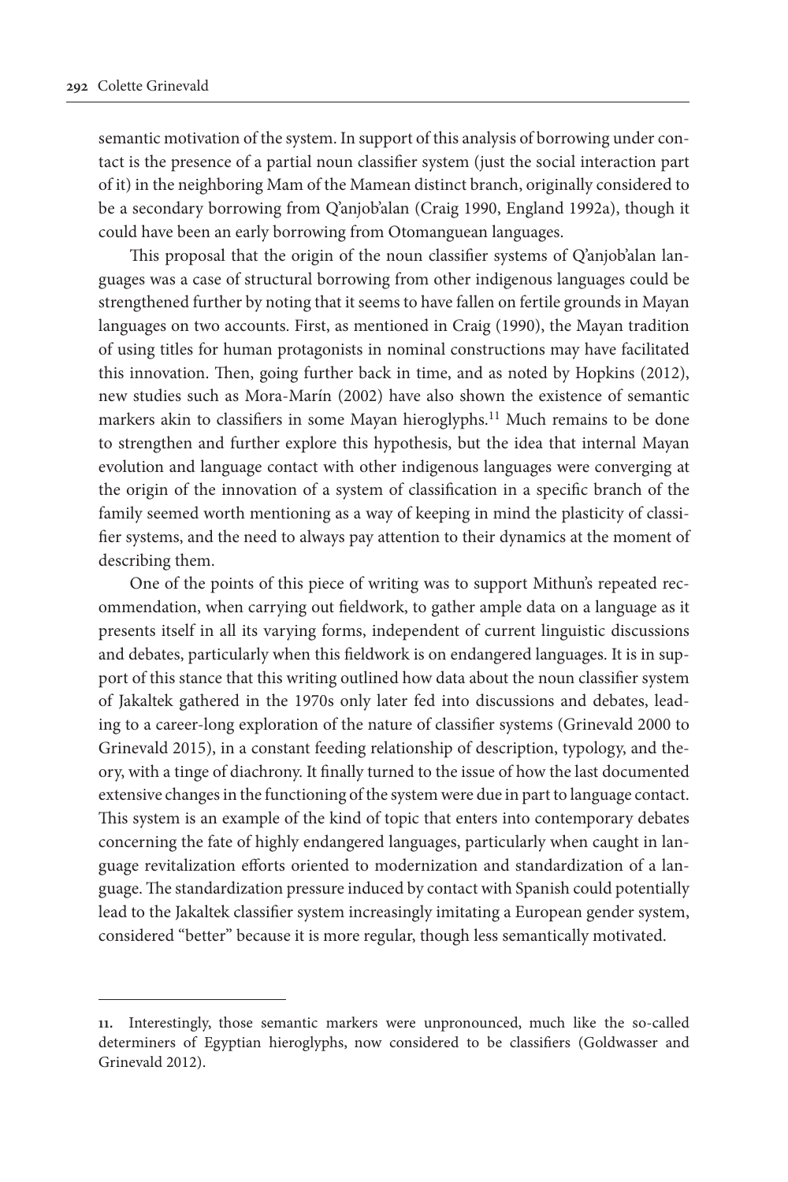semantic motivation of the system. In support of this analysis of borrowing under contact is the presence of a partial noun classifier system (just the social interaction part of it) in the neighboring Mam of the Mamean distinct branch, originally considered to be a secondary borrowing from Q'anjob'alan (Craig 1990, England 1992a), though it could have been an early borrowing from Otomanguean languages.

This proposal that the origin of the noun classifier systems of Q'anjob'alan languages was a case of structural borrowing from other indigenous languages could be strengthened further by noting that it seems to have fallen on fertile grounds in Mayan languages on two accounts. First, as mentioned in Craig (1990), the Mayan tradition of using titles for human protagonists in nominal constructions may have facilitated this innovation. Then, going further back in time, and as noted by Hopkins (2012), new studies such as Mora-Marín (2002) have also shown the existence of semantic markers akin to classifiers in some Mayan hieroglyphs.[11] Much remains to be done to strengthen and further explore this hypothesis, but the idea that internal Mayan evolution and language contact with other indigenous languages were converging at the origin of the innovation of a system of classification in a specific branch of the family seemed worth mentioning as a way of keeping in mind the plasticity of classifier systems, and the need to always pay attention to their dynamics at the moment of describing them.

One of the points of this piece of writing was to support Mithun's repeated recommendation, when carrying out fieldwork, to gather ample data on a language as it presents itself in all its varying forms, independent of current linguistic discussions and debates, particularly when this fieldwork is on endangered languages. It is in support of this stance that this writing outlined how data about the noun classifier system of Jakaltek gathered in the 1970s only later fed into discussions and debates, leading to a career-long exploration of the nature of classifier systems (Grinevald 2000 to Grinevald 2015), in a constant feeding relationship of description, typology, and theory, with a tinge of diachrony. It finally turned to the issue of how the last documented extensive changes in the functioning of the system were due in part to language contact. This system is an example of the kind of topic that enters into contemporary debates concerning the fate of highly endangered languages, particularly when caught in language revitalization efforts oriented to modernization and standardization of a language. The standardization pressure induced by contact with Spanish could potentially lead to the Jakaltek classifier system increasingly imitating a European gender system, considered "better" because it is more regular, though less semantically motivated.

---

**11.** Interestingly, those semantic markers were unpronounced, much like the so-called determiners of Egyptian hieroglyphs, now considered to be classifiers (Goldwasser and Grinevald 2012).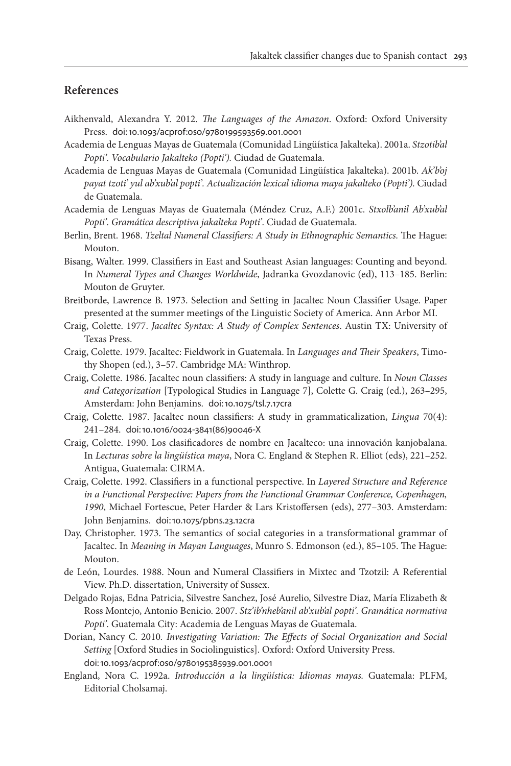## References

Aikhenvald, Alexandra Y. 2012. *The Languages of the Amazon*. Oxford: Oxford University Press. doi:10.1093/acprof:oso/9780199593569.001.0001

Academia de Lenguas Mayas de Guatemala (Comunidad Lingüística Jakalteka). 2001a. *Stzotib'al Popti'. Vocabulario Jakalteko (Popti').* Ciudad de Guatemala.

Academia de Lenguas Mayas de Guatemala (Comunidad Lingüística Jakalteka). 2001b. *Ak'b'oj payat tzoti' yul ab'xub'al popti'. Actualización lexical idioma maya jakalteko (Popti').* Ciudad de Guatemala.

Academia de Lenguas Mayas de Guatemala (Méndez Cruz, A.F.) 2001c. *Stxolb'anil Ab'xub'al Popti'. Gramática descriptiva jakalteka Popti'*. Ciudad de Guatemala.

Berlin, Brent. 1968. *Tzeltal Numeral Classifiers: A Study in Ethnographic Semantics.* The Hague: Mouton.

Bisang, Walter. 1999. Classifiers in East and Southeast Asian languages: Counting and beyond. In *Numeral Types and Changes Worldwide*, Jadranka Gvozdanovic (ed), 113–185. Berlin: Mouton de Gruyter.

Breitborde, Lawrence B. 1973. Selection and Setting in Jacaltec Noun Classifier Usage. Paper presented at the summer meetings of the Linguistic Society of America. Ann Arbor MI.

Craig, Colette. 1977. *Jacaltec Syntax: A Study of Complex Sentences*. Austin TX: University of Texas Press.

Craig, Colette. 1979. Jacaltec: Fieldwork in Guatemala. In *Languages and Their Speakers*, Timothy Shopen (ed.), 3–57. Cambridge MA: Winthrop.

Craig, Colette. 1986. Jacaltec noun classifiers: A study in language and culture. In *Noun Classes and Categorization* [Typological Studies in Language 7], Colette G. Craig (ed.), 263–295, Amsterdam: John Benjamins. doi:10.1075/tsl.7.17cra

Craig, Colette. 1987. Jacaltec noun classifiers: A study in grammaticalization, *Lingua* 70(4): 241–284. doi:10.1016/0024-3841(86)90046-X

Craig, Colette. 1990. Los clasificadores de nombre en Jacalteco: una innovación kanjobalana. In *Lecturas sobre la lingüística maya*, Nora C. England & Stephen R. Elliot (eds), 221–252. Antigua, Guatemala: CIRMA.

Craig, Colette. 1992. Classifiers in a functional perspective. In *Layered Structure and Reference in a Functional Perspective: Papers from the Functional Grammar Conference, Copenhagen, 1990*, Michael Fortescue, Peter Harder & Lars Kristoffersen (eds), 277–303. Amsterdam: John Benjamins. doi:10.1075/pbns.23.12cra

Day, Christopher. 1973. The semantics of social categories in a transformational grammar of Jacaltec. In *Meaning in Mayan Languages*, Munro S. Edmonson (ed.), 85–105. The Hague: Mouton.

de León, Lourdes. 1988. Noun and Numeral Classifiers in Mixtec and Tzotzil: A Referential View. Ph.D. dissertation, University of Sussex.

Delgado Rojas, Edna Patricia, Silvestre Sanchez, José Aurelio, Silvestre Diaz, María Elizabeth & Ross Montejo, Antonio Benicio. 2007. *Stz'ib'nheb'anil ab'xub'al popti'. Gramática normativa Popti'.* Guatemala City: Academia de Lenguas Mayas de Guatemala.

Dorian, Nancy C. 2010. *Investigating Variation: The Effects of Social Organization and Social Setting* [Oxford Studies in Sociolinguistics]. Oxford: Oxford University Press. doi:10.1093/acprof:oso/9780195385939.001.0001

England, Nora C. 1992a. *Introducción a la lingüística: Idiomas mayas.* Guatemala: PLFM, Editorial Cholsamaj.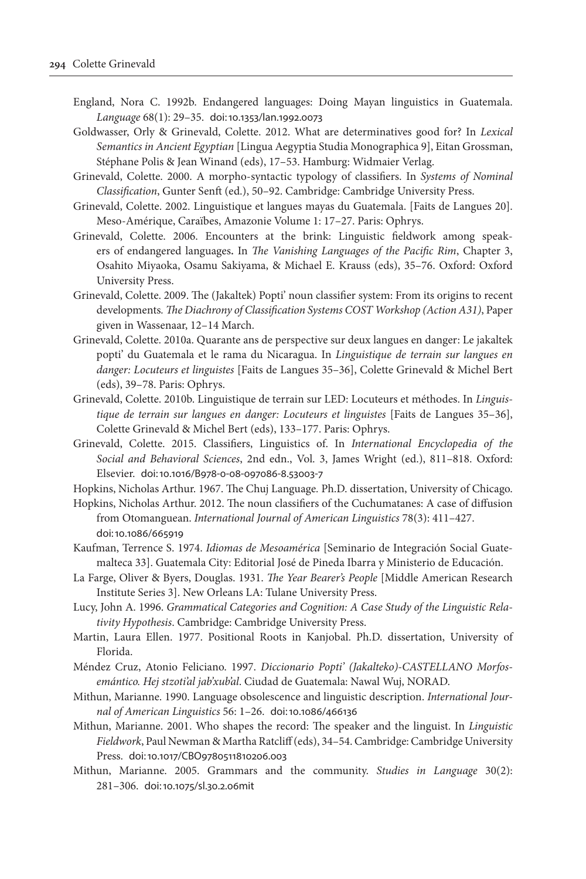England, Nora C. 1992b. Endangered languages: Doing Mayan linguistics in Guatemala. *Language* 68(1): 29–35. doi:10.1353/lan.1992.0073

Goldwasser, Orly & Grinevald, Colette. 2012. What are determinatives good for? In *Lexical Semantics in Ancient Egyptian* [Lingua Aegyptia Studia Monographica 9], Eitan Grossman, Stéphane Polis & Jean Winand (eds), 17–53. Hamburg: Widmaier Verlag.

Grinevald, Colette. 2000. A morpho-syntactic typology of classifiers. In *Systems of Nominal Classification*, Gunter Senft (ed.), 50–92. Cambridge: Cambridge University Press.

Grinevald, Colette. 2002. Linguistique et langues mayas du Guatemala. [Faits de Langues 20]. Meso-Amérique, Caraïbes, Amazonie Volume 1: 17–27. Paris: Ophrys.

Grinevald, Colette. 2006. Encounters at the brink: Linguistic fieldwork among speakers of endangered languages. In *The Vanishing Languages of the Pacific Rim*, Chapter 3, Osahito Miyaoka, Osamu Sakiyama, & Michael E. Krauss (eds), 35–76. Oxford: Oxford University Press.

Grinevald, Colette. 2009. The (Jakaltek) Popti' noun classifier system: From its origins to recent developments*. The Diachrony of Classification Systems COST Workshop (Action A31)*, Paper given in Wassenaar, 12–14 March.

Grinevald, Colette. 2010a. Quarante ans de perspective sur deux langues en danger: Le jakaltek popti' du Guatemala et le rama du Nicaragua. In *Linguistique de terrain sur langues en danger: Locuteurs et linguistes* [Faits de Langues 35–36], Colette Grinevald & Michel Bert (eds), 39–78. Paris: Ophrys.

Grinevald, Colette. 2010b. Linguistique de terrain sur LED: Locuteurs et méthodes. In *Linguistique de terrain sur langues en danger: Locuteurs et linguistes* [Faits de Langues 35–36], Colette Grinevald & Michel Bert (eds), 133–177. Paris: Ophrys.

Grinevald, Colette. 2015. Classifiers, Linguistics of. In *International Encyclopedia of the Social and Behavioral Sciences*, 2nd edn., Vol. 3, James Wright (ed.), 811–818. Oxford: Elsevier. doi:10.1016/B978-0-08-097086-8.53003-7

Hopkins, Nicholas Arthur. 1967. The Chuj Language. Ph.D. dissertation, University of Chicago.

Hopkins, Nicholas Arthur. 2012. The noun classifiers of the Cuchumatanes: A case of diffusion from Otomanguean. *International Journal of American Linguistics* 78(3): 411–427. doi:10.1086/665919

Kaufman, Terrence S. 1974. *Idiomas de Mesoamérica* [Seminario de Integración Social Guatemalteca 33]. Guatemala City: Editorial José de Pineda Ibarra y Ministerio de Educación.

La Farge, Oliver & Byers, Douglas. 1931. *The Year Bearer's People* [Middle American Research Institute Series 3]. New Orleans LA: Tulane University Press.

Lucy, John A. 1996. *Grammatical Categories and Cognition: A Case Study of the Linguistic Relativity Hypothesis*. Cambridge: Cambridge University Press.

Martin, Laura Ellen. 1977. Positional Roots in Kanjobal. Ph.D. dissertation, University of Florida.

Méndez Cruz, Atonio Feliciano. 1997. *Diccionario Popti' (Jakalteko)-CASTELLANO Morfosemántico. Hej stzoti'al jab'xub'al*. Ciudad de Guatemala: Nawal Wuj, NORAD.

Mithun, Marianne. 1990. Language obsolescence and linguistic description. *International Journal of American Linguistics* 56: 1–26. doi:10.1086/466136

Mithun, Marianne. 2001. Who shapes the record: The speaker and the linguist. In *Linguistic Fieldwork*, Paul Newman & Martha Ratcliff (eds), 34–54. Cambridge: Cambridge University Press. doi:10.1017/CBO9780511810206.003

Mithun, Marianne. 2005. Grammars and the community. *Studies in Language* 30(2): 281–306. doi:10.1075/sl.30.2.06mit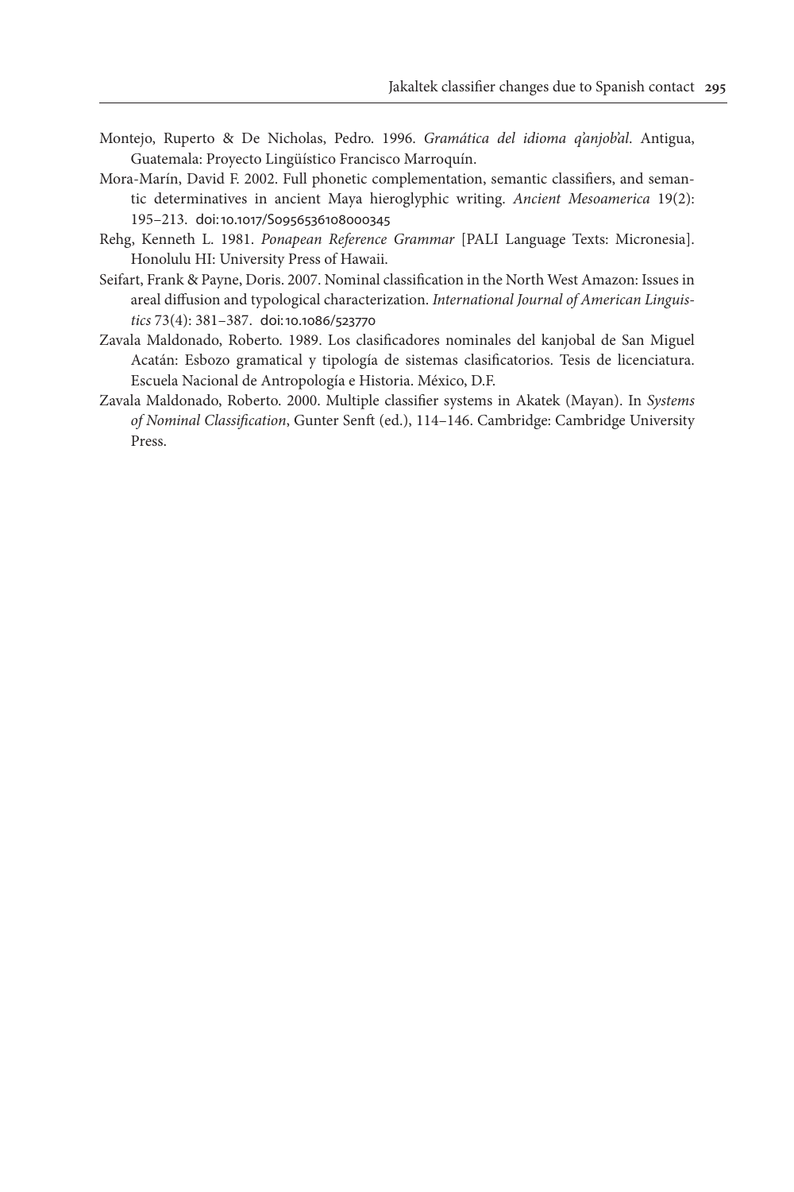Montejo, Ruperto & De Nicholas, Pedro. 1996. *Gramática del idioma q'anjob'al*. Antigua, Guatemala: Proyecto Lingüístico Francisco Marroquín.

Mora-Marín, David F. 2002. Full phonetic complementation, semantic classifiers, and semantic determinatives in ancient Maya hieroglyphic writing. *Ancient Mesoamerica* 19(2): 195–213. doi:10.1017/S0956536108000345

Rehg, Kenneth L. 1981. *Ponapean Reference Grammar* [PALI Language Texts: Micronesia]. Honolulu HI: University Press of Hawaii.

Seifart, Frank & Payne, Doris. 2007. Nominal classification in the North West Amazon: Issues in areal diffusion and typological characterization. *International Journal of American Linguistics* 73(4): 381–387. doi:10.1086/523770

Zavala Maldonado, Roberto. 1989. Los clasificadores nominales del kanjobal de San Miguel Acatán: Esbozo gramatical y tipología de sistemas clasificatorios. Tesis de licenciatura. Escuela Nacional de Antropología e Historia. México, D.F.

Zavala Maldonado, Roberto. 2000. Multiple classifier systems in Akatek (Mayan). In *Systems of Nominal Classification*, Gunter Senft (ed.), 114–146. Cambridge: Cambridge University Press.